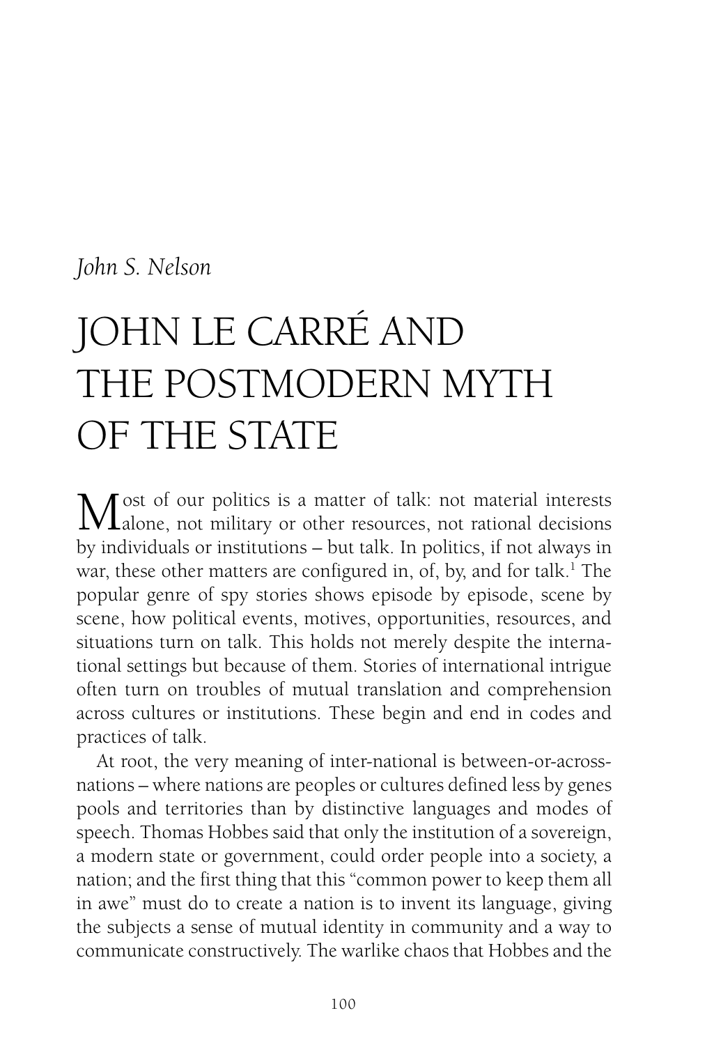*John S. Nelson*

# JOHN LE CARRÉ AND THE POSTMODERN MYTH OF THE STATE

Most of our politics is a matter of talk: not material interests alone, not military or other resources, not rational decisions by individuals or institutions – but talk. In politics, if not always in war, these other matters are configured in, of, by, and for talk.[1] The popular genre of spy stories shows episode by episode, scene by scene, how political events, motives, opportunities, resources, and situations turn on talk. This holds not merely despite the international settings but because of them. Stories of international intrigue often turn on troubles of mutual translation and comprehension across cultures or institutions. These begin and end in codes and practices of talk.

At root, the very meaning of inter-national is between-or-across-nations – where nations are peoples or cultures defined less by genes pools and territories than by distinctive languages and modes of speech. Thomas Hobbes said that only the institution of a sovereign, a modern state or government, could order people into a society, a nation; and the first thing that this "common power to keep them all in awe" must do to create a nation is to invent its language, giving the subjects a sense of mutual identity in community and a way to communicate constructively. The warlike chaos that Hobbes and the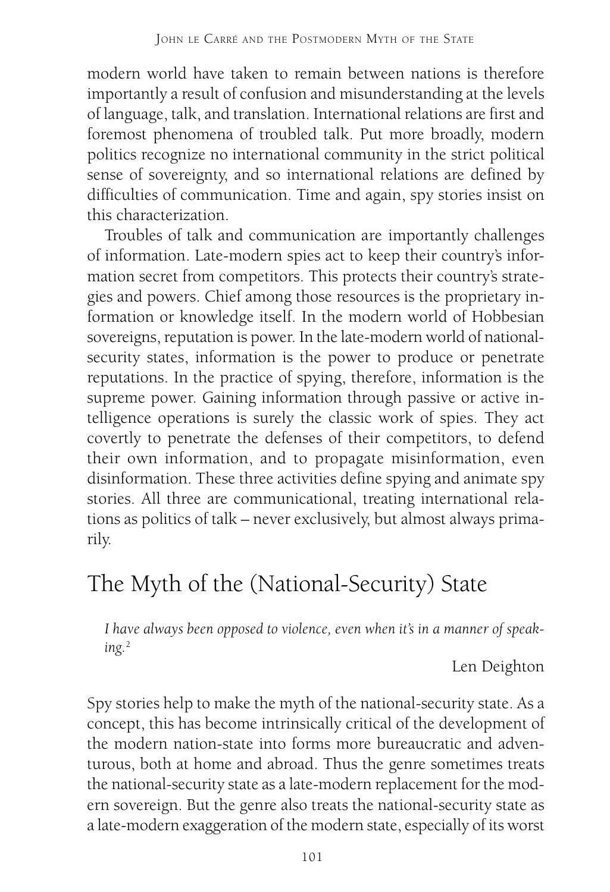modern world have taken to remain between nations is therefore importantly a result of confusion and misunderstanding at the levels of language, talk, and translation. International relations are first and foremost phenomena of troubled talk. Put more broadly, modern politics recognize no international community in the strict political sense of sovereignty, and so international relations are defined by difficulties of communication. Time and again, spy stories insist on this characterization.

Troubles of talk and communication are importantly challenges of information. Late-modern spies act to keep their country's information secret from competitors. This protects their country's strategies and powers. Chief among those resources is the proprietary information or knowledge itself. In the modern world of Hobbesian sovereigns, reputation is power. In the late-modern world of national-security states, information is the power to produce or penetrate reputations. In the practice of spying, therefore, information is the supreme power. Gaining information through passive or active intelligence operations is surely the classic work of spies. They act covertly to penetrate the defenses of their competitors, to defend their own information, and to propagate misinformation, even disinformation. These three activities define spying and animate spy stories. All three are communicational, treating international relations as politics of talk – never exclusively, but almost always primarily.

## The Myth of the (National-Security) State

*I have always been opposed to violence, even when it's in a manner of speaking.*[2]

Len Deighton

Spy stories help to make the myth of the national-security state. As a concept, this has become intrinsically critical of the development of the modern nation-state into forms more bureaucratic and adventurous, both at home and abroad. Thus the genre sometimes treats the national-security state as a late-modern replacement for the modern sovereign. But the genre also treats the national-security state as a late-modern exaggeration of the modern state, especially of its worst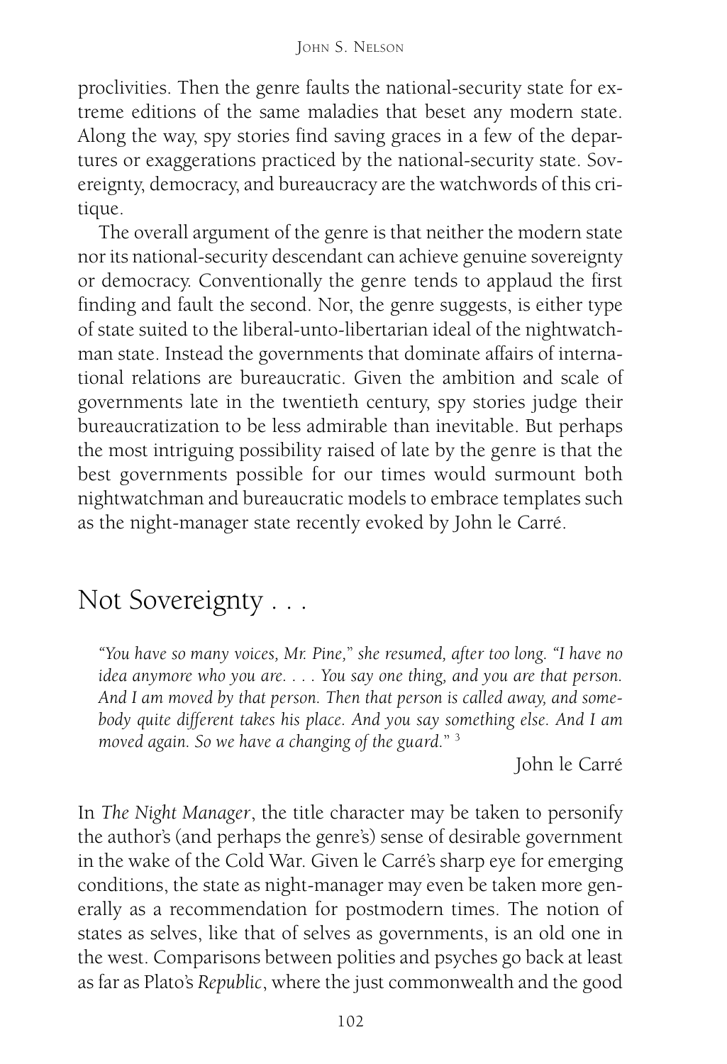proclivities. Then the genre faults the national-security state for extreme editions of the same maladies that beset any modern state. Along the way, spy stories find saving graces in a few of the departures or exaggerations practiced by the national-security state. Sovereignty, democracy, and bureaucracy are the watchwords of this critique.

The overall argument of the genre is that neither the modern state nor its national-security descendant can achieve genuine sovereignty or democracy. Conventionally the genre tends to applaud the first finding and fault the second. Nor, the genre suggests, is either type of state suited to the liberal-unto-libertarian ideal of the nightwatchman state. Instead the governments that dominate affairs of international relations are bureaucratic. Given the ambition and scale of governments late in the twentieth century, spy stories judge their bureaucratization to be less admirable than inevitable. But perhaps the most intriguing possibility raised of late by the genre is that the best governments possible for our times would surmount both nightwatchman and bureaucratic models to embrace templates such as the night-manager state recently evoked by John le Carré.

## Not Sovereignty . . .

*"You have so many voices, Mr. Pine," she resumed, after too long. "I have no idea anymore who you are. . . . You say one thing, and you are that person. And I am moved by that person. Then that person is called away, and somebody quite different takes his place. And you say something else. And I am moved again. So we have a changing of the guard."* [3]

John le Carré

In *The Night Manager*, the title character may be taken to personify the author's (and perhaps the genre's) sense of desirable government in the wake of the Cold War. Given le Carré's sharp eye for emerging conditions, the state as night-manager may even be taken more generally as a recommendation for postmodern times. The notion of states as selves, like that of selves as governments, is an old one in the west. Comparisons between polities and psyches go back at least as far as Plato's *Republic*, where the just commonwealth and the good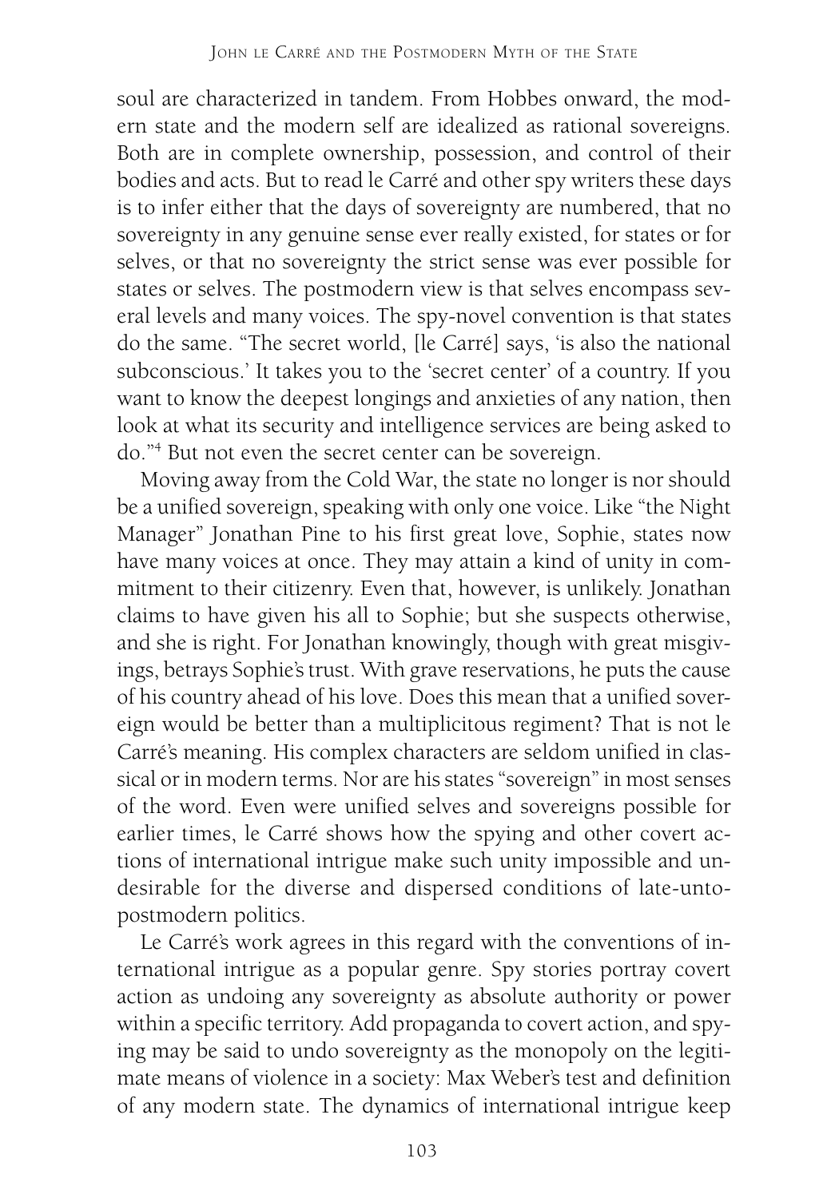soul are characterized in tandem. From Hobbes onward, the modern state and the modern self are idealized as rational sovereigns. Both are in complete ownership, possession, and control of their bodies and acts. But to read le Carré and other spy writers these days is to infer either that the days of sovereignty are numbered, that no sovereignty in any genuine sense ever really existed, for states or for selves, or that no sovereignty the strict sense was ever possible for states or selves. The postmodern view is that selves encompass several levels and many voices. The spy-novel convention is that states do the same. "The secret world, [le Carré] says, 'is also the national subconscious.' It takes you to the 'secret center' of a country. If you want to know the deepest longings and anxieties of any nation, then look at what its security and intelligence services are being asked to do."[4] But not even the secret center can be sovereign.

Moving away from the Cold War, the state no longer is nor should be a unified sovereign, speaking with only one voice. Like "the Night Manager" Jonathan Pine to his first great love, Sophie, states now have many voices at once. They may attain a kind of unity in commitment to their citizenry. Even that, however, is unlikely. Jonathan claims to have given his all to Sophie; but she suspects otherwise, and she is right. For Jonathan knowingly, though with great misgivings, betrays Sophie's trust. With grave reservations, he puts the cause of his country ahead of his love. Does this mean that a unified sovereign would be better than a multiplicitous regiment? That is not le Carré's meaning. His complex characters are seldom unified in classical or in modern terms. Nor are his states "sovereign" in most senses of the word. Even were unified selves and sovereigns possible for earlier times, le Carré shows how the spying and other covert actions of international intrigue make such unity impossible and undesirable for the diverse and dispersed conditions of late-unto-postmodern politics.

Le Carré's work agrees in this regard with the conventions of international intrigue as a popular genre. Spy stories portray covert action as undoing any sovereignty as absolute authority or power within a specific territory. Add propaganda to covert action, and spying may be said to undo sovereignty as the monopoly on the legitimate means of violence in a society: Max Weber's test and definition of any modern state. The dynamics of international intrigue keep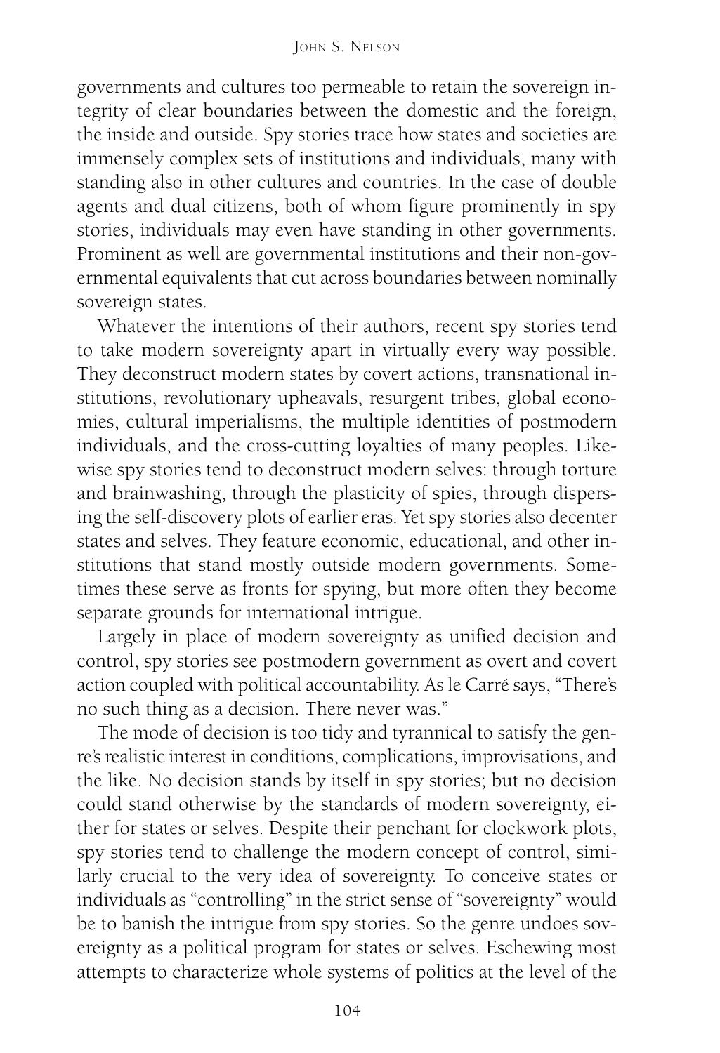governments and cultures too permeable to retain the sovereign integrity of clear boundaries between the domestic and the foreign, the inside and outside. Spy stories trace how states and societies are immensely complex sets of institutions and individuals, many with standing also in other cultures and countries. In the case of double agents and dual citizens, both of whom figure prominently in spy stories, individuals may even have standing in other governments. Prominent as well are governmental institutions and their non-governmental equivalents that cut across boundaries between nominally sovereign states.

Whatever the intentions of their authors, recent spy stories tend to take modern sovereignty apart in virtually every way possible. They deconstruct modern states by covert actions, transnational institutions, revolutionary upheavals, resurgent tribes, global economies, cultural imperialisms, the multiple identities of postmodern individuals, and the cross-cutting loyalties of many peoples. Likewise spy stories tend to deconstruct modern selves: through torture and brainwashing, through the plasticity of spies, through dispersing the self-discovery plots of earlier eras. Yet spy stories also decenter states and selves. They feature economic, educational, and other institutions that stand mostly outside modern governments. Sometimes these serve as fronts for spying, but more often they become separate grounds for international intrigue.

Largely in place of modern sovereignty as unified decision and control, spy stories see postmodern government as overt and covert action coupled with political accountability. As le Carré says, "There's no such thing as a decision. There never was."

The mode of decision is too tidy and tyrannical to satisfy the genre's realistic interest in conditions, complications, improvisations, and the like. No decision stands by itself in spy stories; but no decision could stand otherwise by the standards of modern sovereignty, either for states or selves. Despite their penchant for clockwork plots, spy stories tend to challenge the modern concept of control, similarly crucial to the very idea of sovereignty. To conceive states or individuals as "controlling" in the strict sense of "sovereignty" would be to banish the intrigue from spy stories. So the genre undoes sovereignty as a political program for states or selves. Eschewing most attempts to characterize whole systems of politics at the level of the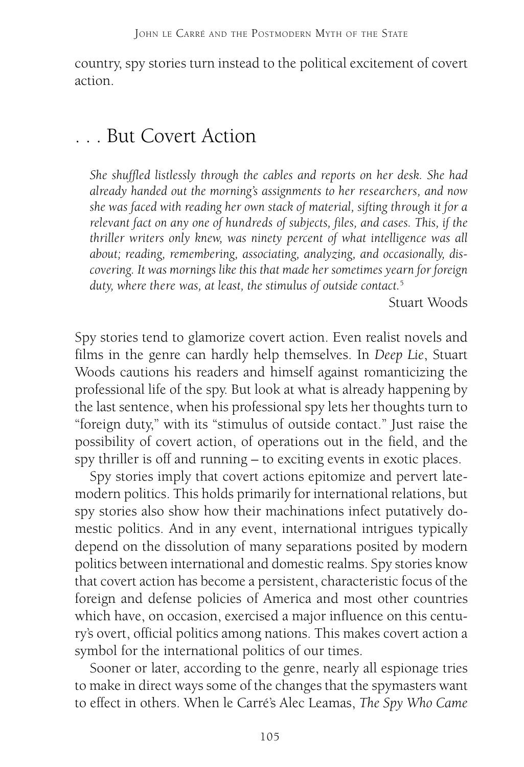country, spy stories turn instead to the political excitement of covert action.

## . . . But Covert Action

> *She shuffled listlessly through the cables and reports on her desk. She had already handed out the morning's assignments to her researchers, and now she was faced with reading her own stack of material, sifting through it for a relevant fact on any one of hundreds of subjects, files, and cases. This, if the thriller writers only knew, was ninety percent of what intelligence was all about; reading, remembering, associating, analyzing, and occasionally, discovering. It was mornings like this that made her sometimes yearn for foreign duty, where there was, at least, the stimulus of outside contact.*[5]
>
> Stuart Woods

Spy stories tend to glamorize covert action. Even realist novels and films in the genre can hardly help themselves. In *Deep Lie*, Stuart Woods cautions his readers and himself against romanticizing the professional life of the spy. But look at what is already happening by the last sentence, when his professional spy lets her thoughts turn to "foreign duty," with its "stimulus of outside contact." Just raise the possibility of covert action, of operations out in the field, and the spy thriller is off and running – to exciting events in exotic places.

Spy stories imply that covert actions epitomize and pervert late-modern politics. This holds primarily for international relations, but spy stories also show how their machinations infect putatively domestic politics. And in any event, international intrigues typically depend on the dissolution of many separations posited by modern politics between international and domestic realms. Spy stories know that covert action has become a persistent, characteristic focus of the foreign and defense policies of America and most other countries which have, on occasion, exercised a major influence on this century's overt, official politics among nations. This makes covert action a symbol for the international politics of our times.

Sooner or later, according to the genre, nearly all espionage tries to make in direct ways some of the changes that the spymasters want to effect in others. When le Carré's Alec Leamas, *The Spy Who Came*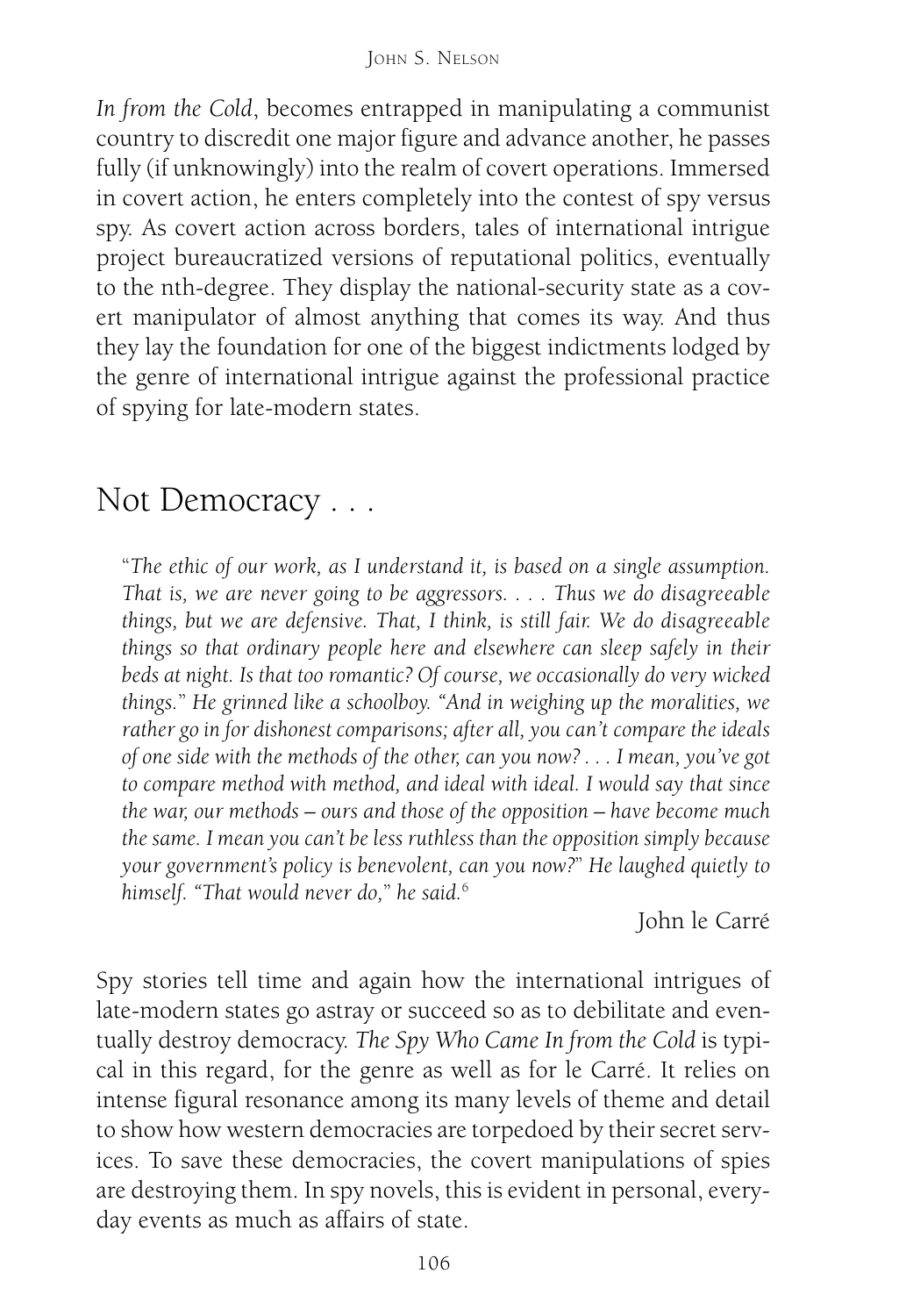*In from the Cold*, becomes entrapped in manipulating a communist country to discredit one major figure and advance another, he passes fully (if unknowingly) into the realm of covert operations. Immersed in covert action, he enters completely into the contest of spy versus spy. As covert action across borders, tales of international intrigue project bureaucratized versions of reputational politics, eventually to the nth-degree. They display the national-security state as a covert manipulator of almost anything that comes its way. And thus they lay the foundation for one of the biggest indictments lodged by the genre of international intrigue against the professional practice of spying for late-modern states.

## Not Democracy . . .

> "*The ethic of our work, as I understand it, is based on a single assumption. That is, we are never going to be aggressors. . . . Thus we do disagreeable things, but we are defensive. That, I think, is still fair. We do disagreeable things so that ordinary people here and elsewhere can sleep safely in their beds at night. Is that too romantic? Of course, we occasionally do very wicked things." He grinned like a schoolboy. "And in weighing up the moralities, we rather go in for dishonest comparisons; after all, you can't compare the ideals of one side with the methods of the other, can you now? . . . I mean, you've got to compare method with method, and ideal with ideal. I would say that since the war, our methods – ours and those of the opposition – have become much the same. I mean you can't be less ruthless than the opposition simply because your government's policy is benevolent, can you now?" He laughed quietly to himself. "That would never do," he said.*[6]
>
> John le Carré

Spy stories tell time and again how the international intrigues of late-modern states go astray or succeed so as to debilitate and eventually destroy democracy. *The Spy Who Came In from the Cold* is typical in this regard, for the genre as well as for le Carré. It relies on intense figural resonance among its many levels of theme and detail to show how western democracies are torpedoed by their secret services. To save these democracies, the covert manipulations of spies are destroying them. In spy novels, this is evident in personal, everyday events as much as affairs of state.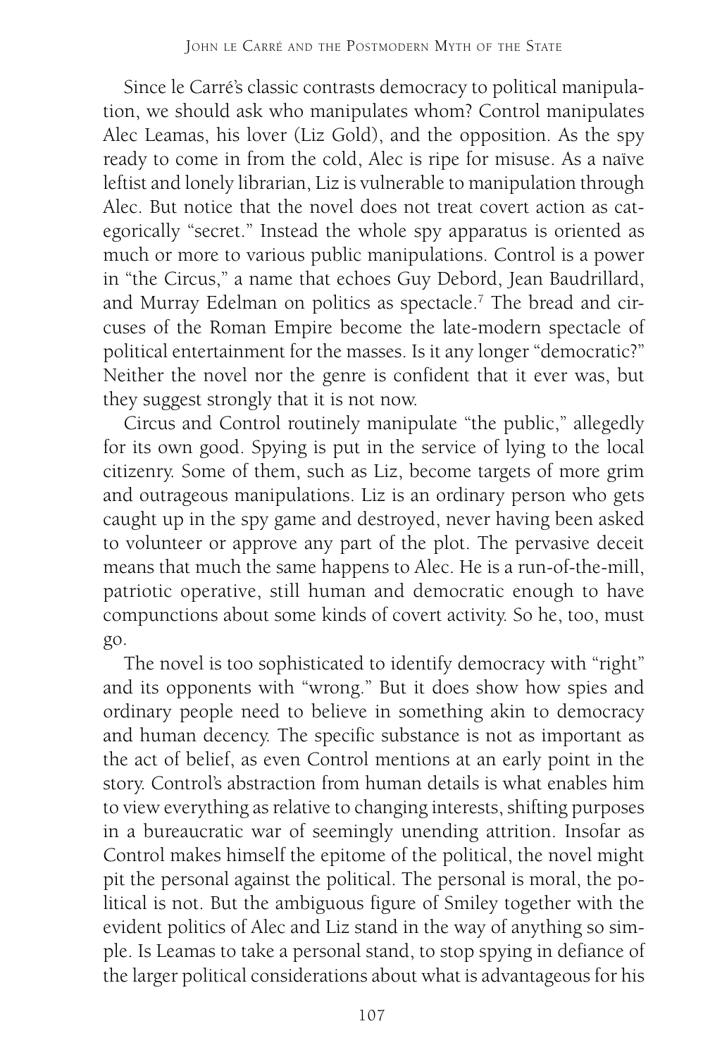Since le Carré's classic contrasts democracy to political manipulation, we should ask who manipulates whom? Control manipulates Alec Leamas, his lover (Liz Gold), and the opposition. As the spy ready to come in from the cold, Alec is ripe for misuse. As a naïve leftist and lonely librarian, Liz is vulnerable to manipulation through Alec. But notice that the novel does not treat covert action as categorically "secret." Instead the whole spy apparatus is oriented as much or more to various public manipulations. Control is a power in "the Circus," a name that echoes Guy Debord, Jean Baudrillard, and Murray Edelman on politics as spectacle.[7] The bread and circuses of the Roman Empire become the late-modern spectacle of political entertainment for the masses. Is it any longer "democratic?" Neither the novel nor the genre is confident that it ever was, but they suggest strongly that it is not now.

Circus and Control routinely manipulate "the public," allegedly for its own good. Spying is put in the service of lying to the local citizenry. Some of them, such as Liz, become targets of more grim and outrageous manipulations. Liz is an ordinary person who gets caught up in the spy game and destroyed, never having been asked to volunteer or approve any part of the plot. The pervasive deceit means that much the same happens to Alec. He is a run-of-the-mill, patriotic operative, still human and democratic enough to have compunctions about some kinds of covert activity. So he, too, must go.

The novel is too sophisticated to identify democracy with "right" and its opponents with "wrong." But it does show how spies and ordinary people need to believe in something akin to democracy and human decency. The specific substance is not as important as the act of belief, as even Control mentions at an early point in the story. Control's abstraction from human details is what enables him to view everything as relative to changing interests, shifting purposes in a bureaucratic war of seemingly unending attrition. Insofar as Control makes himself the epitome of the political, the novel might pit the personal against the political. The personal is moral, the political is not. But the ambiguous figure of Smiley together with the evident politics of Alec and Liz stand in the way of anything so simple. Is Leamas to take a personal stand, to stop spying in defiance of the larger political considerations about what is advantageous for his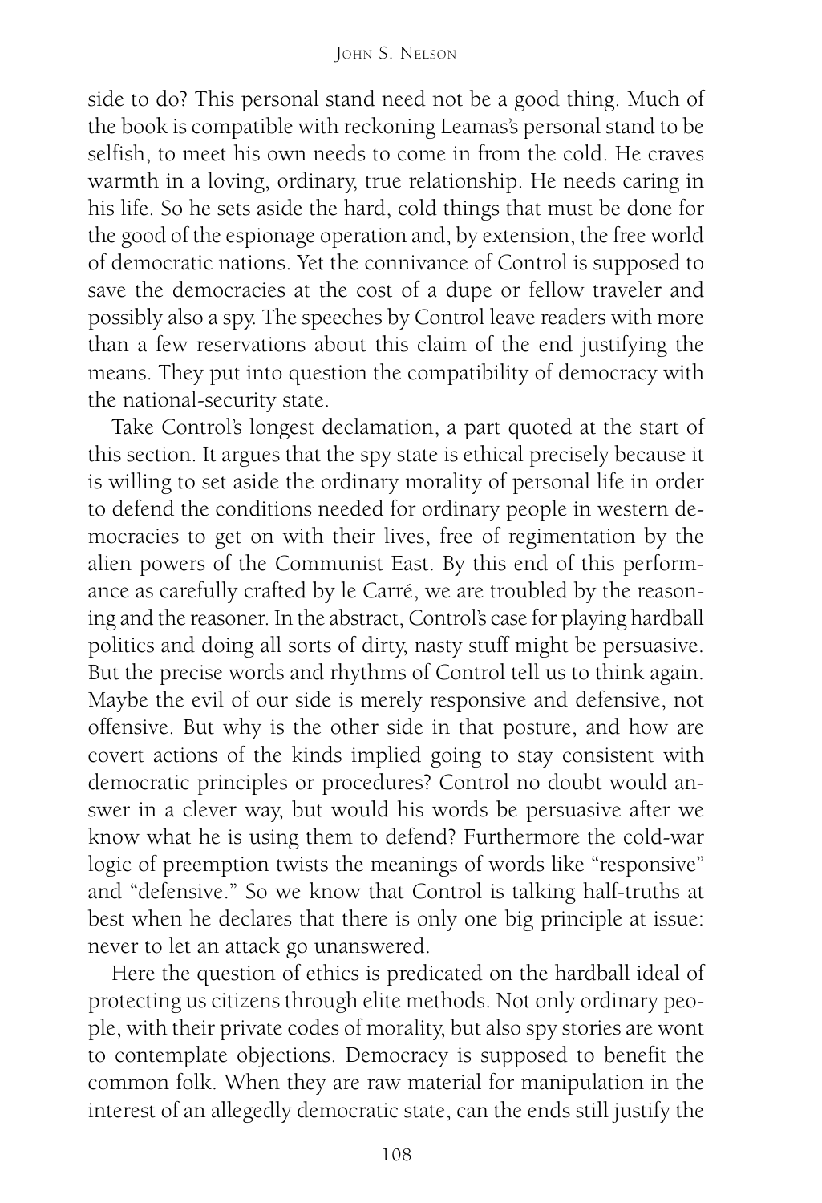side to do? This personal stand need not be a good thing. Much of the book is compatible with reckoning Leamas's personal stand to be selfish, to meet his own needs to come in from the cold. He craves warmth in a loving, ordinary, true relationship. He needs caring in his life. So he sets aside the hard, cold things that must be done for the good of the espionage operation and, by extension, the free world of democratic nations. Yet the connivance of Control is supposed to save the democracies at the cost of a dupe or fellow traveler and possibly also a spy. The speeches by Control leave readers with more than a few reservations about this claim of the end justifying the means. They put into question the compatibility of democracy with the national-security state.

Take Control's longest declamation, a part quoted at the start of this section. It argues that the spy state is ethical precisely because it is willing to set aside the ordinary morality of personal life in order to defend the conditions needed for ordinary people in western democracies to get on with their lives, free of regimentation by the alien powers of the Communist East. By this end of this performance as carefully crafted by le Carré, we are troubled by the reasoning and the reasoner. In the abstract, Control's case for playing hardball politics and doing all sorts of dirty, nasty stuff might be persuasive. But the precise words and rhythms of Control tell us to think again. Maybe the evil of our side is merely responsive and defensive, not offensive. But why is the other side in that posture, and how are covert actions of the kinds implied going to stay consistent with democratic principles or procedures? Control no doubt would answer in a clever way, but would his words be persuasive after we know what he is using them to defend? Furthermore the cold-war logic of preemption twists the meanings of words like "responsive" and "defensive." So we know that Control is talking half-truths at best when he declares that there is only one big principle at issue: never to let an attack go unanswered.

Here the question of ethics is predicated on the hardball ideal of protecting us citizens through elite methods. Not only ordinary people, with their private codes of morality, but also spy stories are wont to contemplate objections. Democracy is supposed to benefit the common folk. When they are raw material for manipulation in the interest of an allegedly democratic state, can the ends still justify the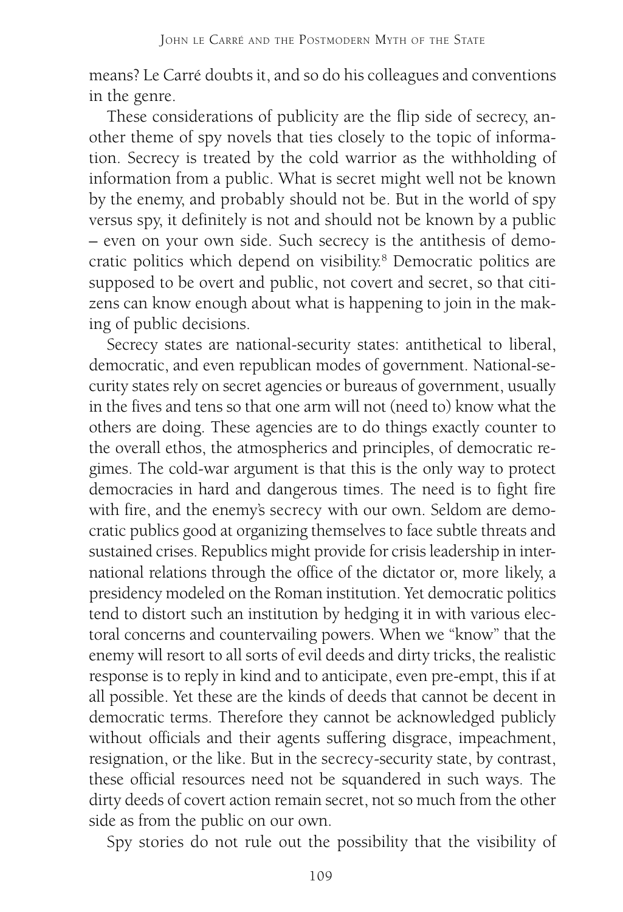means? Le Carré doubts it, and so do his colleagues and conventions in the genre.

These considerations of publicity are the flip side of secrecy, another theme of spy novels that ties closely to the topic of information. Secrecy is treated by the cold warrior as the withholding of information from a public. What is secret might well not be known by the enemy, and probably should not be. But in the world of spy versus spy, it definitely is not and should not be known by a public – even on your own side. Such secrecy is the antithesis of democratic politics which depend on visibility.[8] Democratic politics are supposed to be overt and public, not covert and secret, so that citizens can know enough about what is happening to join in the making of public decisions.

Secrecy states are national-security states: antithetical to liberal, democratic, and even republican modes of government. National-security states rely on secret agencies or bureaus of government, usually in the fives and tens so that one arm will not (need to) know what the others are doing. These agencies are to do things exactly counter to the overall ethos, the atmospherics and principles, of democratic regimes. The cold-war argument is that this is the only way to protect democracies in hard and dangerous times. The need is to fight fire with fire, and the enemy's secrecy with our own. Seldom are democratic publics good at organizing themselves to face subtle threats and sustained crises. Republics might provide for crisis leadership in international relations through the office of the dictator or, more likely, a presidency modeled on the Roman institution. Yet democratic politics tend to distort such an institution by hedging it in with various electoral concerns and countervailing powers. When we "know" that the enemy will resort to all sorts of evil deeds and dirty tricks, the realistic response is to reply in kind and to anticipate, even pre-empt, this if at all possible. Yet these are the kinds of deeds that cannot be decent in democratic terms. Therefore they cannot be acknowledged publicly without officials and their agents suffering disgrace, impeachment, resignation, or the like. But in the secrecy-security state, by contrast, these official resources need not be squandered in such ways. The dirty deeds of covert action remain secret, not so much from the other side as from the public on our own.

Spy stories do not rule out the possibility that the visibility of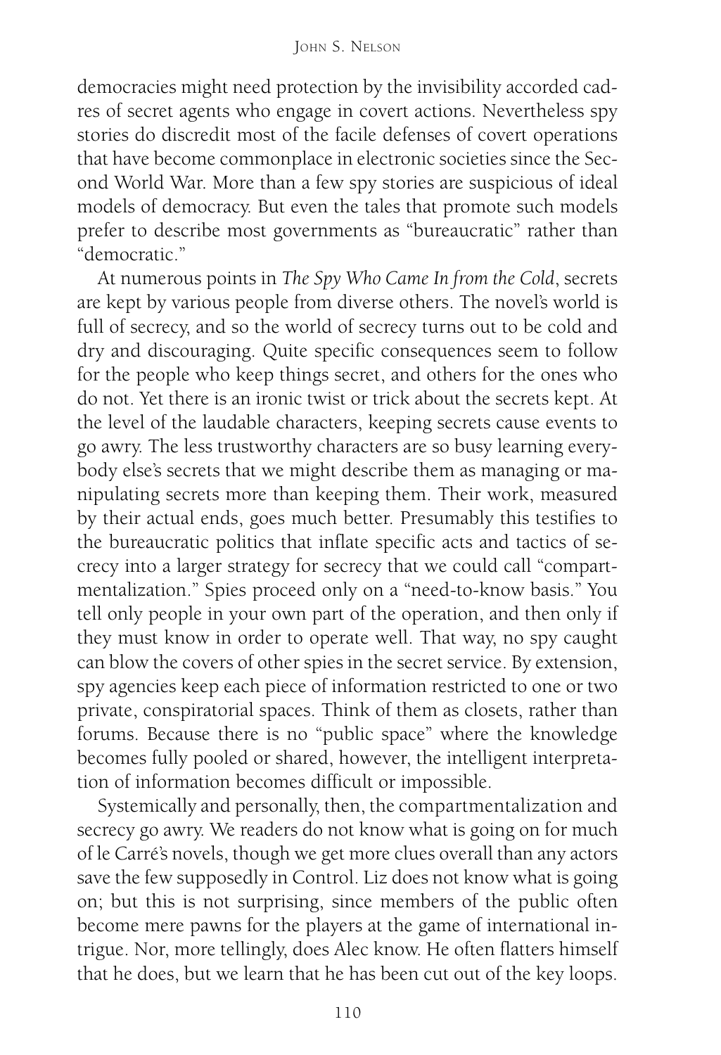democracies might need protection by the invisibility accorded cadres of secret agents who engage in covert actions. Nevertheless spy stories do discredit most of the facile defenses of covert operations that have become commonplace in electronic societies since the Second World War. More than a few spy stories are suspicious of ideal models of democracy. But even the tales that promote such models prefer to describe most governments as "bureaucratic" rather than "democratic."

At numerous points in *The Spy Who Came In from the Cold*, secrets are kept by various people from diverse others. The novel's world is full of secrecy, and so the world of secrecy turns out to be cold and dry and discouraging. Quite specific consequences seem to follow for the people who keep things secret, and others for the ones who do not. Yet there is an ironic twist or trick about the secrets kept. At the level of the laudable characters, keeping secrets cause events to go awry. The less trustworthy characters are so busy learning everybody else's secrets that we might describe them as managing or manipulating secrets more than keeping them. Their work, measured by their actual ends, goes much better. Presumably this testifies to the bureaucratic politics that inflate specific acts and tactics of secrecy into a larger strategy for secrecy that we could call "compartmentalization." Spies proceed only on a "need-to-know basis." You tell only people in your own part of the operation, and then only if they must know in order to operate well. That way, no spy caught can blow the covers of other spies in the secret service. By extension, spy agencies keep each piece of information restricted to one or two private, conspiratorial spaces. Think of them as closets, rather than forums. Because there is no "public space" where the knowledge becomes fully pooled or shared, however, the intelligent interpretation of information becomes difficult or impossible.

Systemically and personally, then, the compartmentalization and secrecy go awry. We readers do not know what is going on for much of le Carré's novels, though we get more clues overall than any actors save the few supposedly in Control. Liz does not know what is going on; but this is not surprising, since members of the public often become mere pawns for the players at the game of international intrigue. Nor, more tellingly, does Alec know. He often flatters himself that he does, but we learn that he has been cut out of the key loops.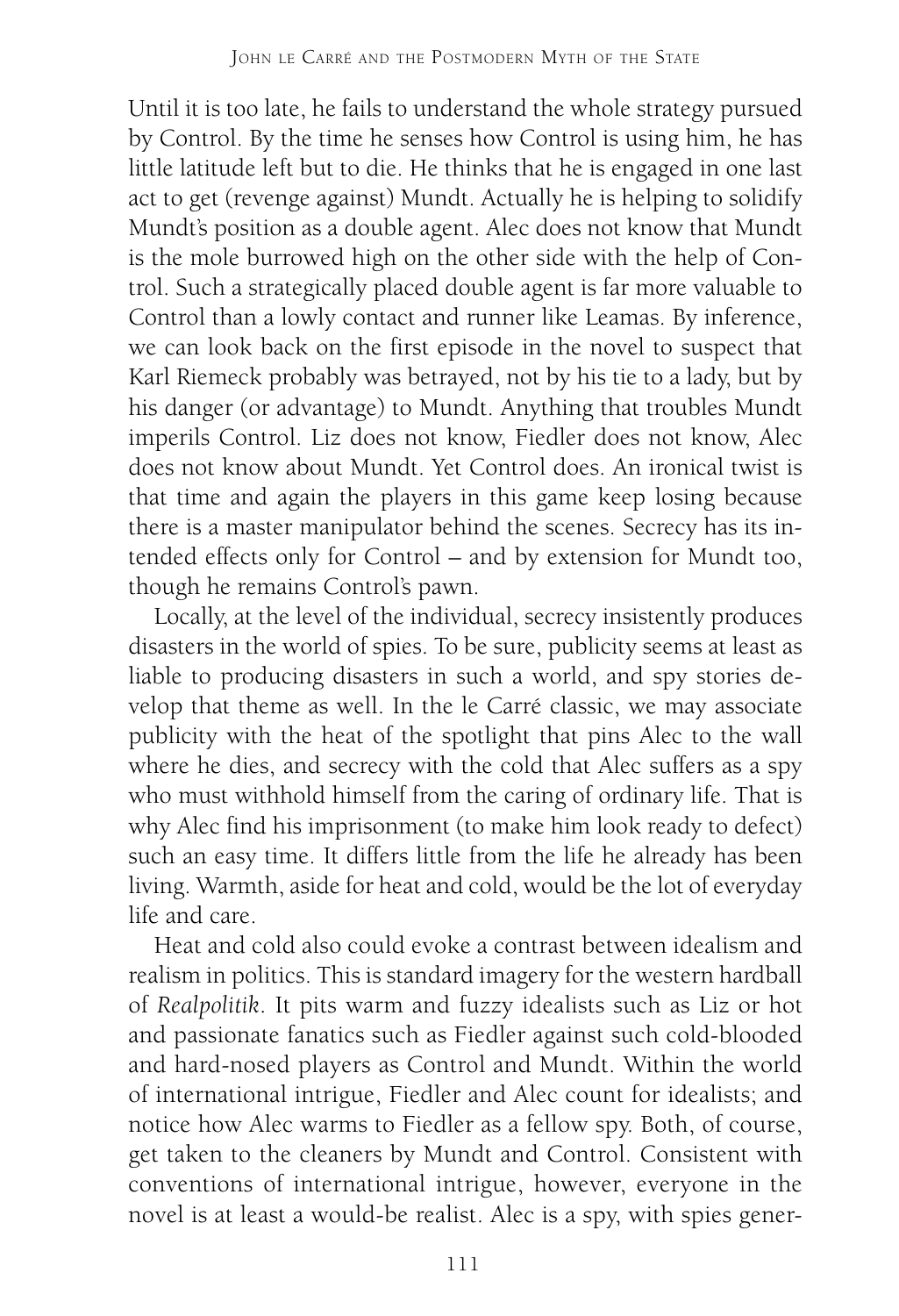Until it is too late, he fails to understand the whole strategy pursued by Control. By the time he senses how Control is using him, he has little latitude left but to die. He thinks that he is engaged in one last act to get (revenge against) Mundt. Actually he is helping to solidify Mundt's position as a double agent. Alec does not know that Mundt is the mole burrowed high on the other side with the help of Control. Such a strategically placed double agent is far more valuable to Control than a lowly contact and runner like Leamas. By inference, we can look back on the first episode in the novel to suspect that Karl Riemeck probably was betrayed, not by his tie to a lady, but by his danger (or advantage) to Mundt. Anything that troubles Mundt imperils Control. Liz does not know, Fiedler does not know, Alec does not know about Mundt. Yet Control does. An ironical twist is that time and again the players in this game keep losing because there is a master manipulator behind the scenes. Secrecy has its intended effects only for Control – and by extension for Mundt too, though he remains Control's pawn.

Locally, at the level of the individual, secrecy insistently produces disasters in the world of spies. To be sure, publicity seems at least as liable to producing disasters in such a world, and spy stories develop that theme as well. In the le Carré classic, we may associate publicity with the heat of the spotlight that pins Alec to the wall where he dies, and secrecy with the cold that Alec suffers as a spy who must withhold himself from the caring of ordinary life. That is why Alec find his imprisonment (to make him look ready to defect) such an easy time. It differs little from the life he already has been living. Warmth, aside for heat and cold, would be the lot of everyday life and care.

Heat and cold also could evoke a contrast between idealism and realism in politics. This is standard imagery for the western hardball of *Realpolitik*. It pits warm and fuzzy idealists such as Liz or hot and passionate fanatics such as Fiedler against such cold-blooded and hard-nosed players as Control and Mundt. Within the world of international intrigue, Fiedler and Alec count for idealists; and notice how Alec warms to Fiedler as a fellow spy. Both, of course, get taken to the cleaners by Mundt and Control. Consistent with conventions of international intrigue, however, everyone in the novel is at least a would-be realist. Alec is a spy, with spies gener-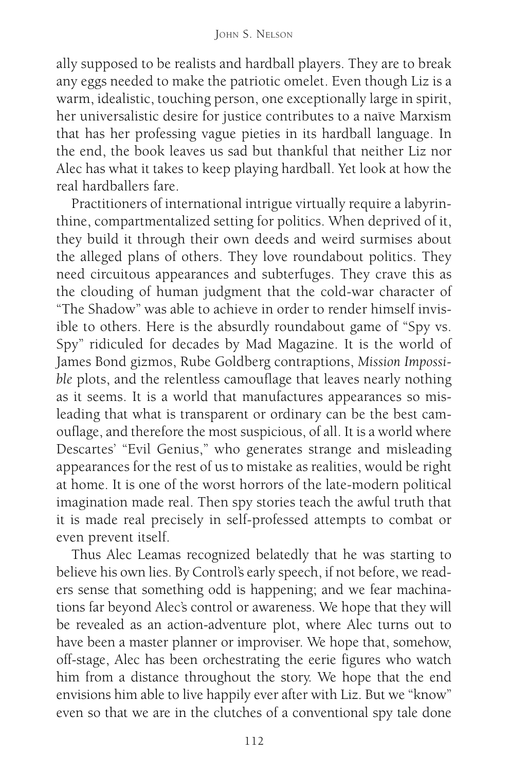ally supposed to be realists and hardball players. They are to break any eggs needed to make the patriotic omelet. Even though Liz is a warm, idealistic, touching person, one exceptionally large in spirit, her universalistic desire for justice contributes to a naïve Marxism that has her professing vague pieties in its hardball language. In the end, the book leaves us sad but thankful that neither Liz nor Alec has what it takes to keep playing hardball. Yet look at how the real hardballers fare.

Practitioners of international intrigue virtually require a labyrinthine, compartmentalized setting for politics. When deprived of it, they build it through their own deeds and weird surmises about the alleged plans of others. They love roundabout politics. They need circuitous appearances and subterfuges. They crave this as the clouding of human judgment that the cold-war character of "The Shadow" was able to achieve in order to render himself invisible to others. Here is the absurdly roundabout game of "Spy vs. Spy" ridiculed for decades by Mad Magazine. It is the world of James Bond gizmos, Rube Goldberg contraptions, *Mission Impossible* plots, and the relentless camouflage that leaves nearly nothing as it seems. It is a world that manufactures appearances so misleading that what is transparent or ordinary can be the best camouflage, and therefore the most suspicious, of all. It is a world where Descartes' "Evil Genius," who generates strange and misleading appearances for the rest of us to mistake as realities, would be right at home. It is one of the worst horrors of the late-modern political imagination made real. Then spy stories teach the awful truth that it is made real precisely in self-professed attempts to combat or even prevent itself.

Thus Alec Leamas recognized belatedly that he was starting to believe his own lies. By Control's early speech, if not before, we readers sense that something odd is happening; and we fear machinations far beyond Alec's control or awareness. We hope that they will be revealed as an action-adventure plot, where Alec turns out to have been a master planner or improviser. We hope that, somehow, off-stage, Alec has been orchestrating the eerie figures who watch him from a distance throughout the story. We hope that the end envisions him able to live happily ever after with Liz. But we "know" even so that we are in the clutches of a conventional spy tale done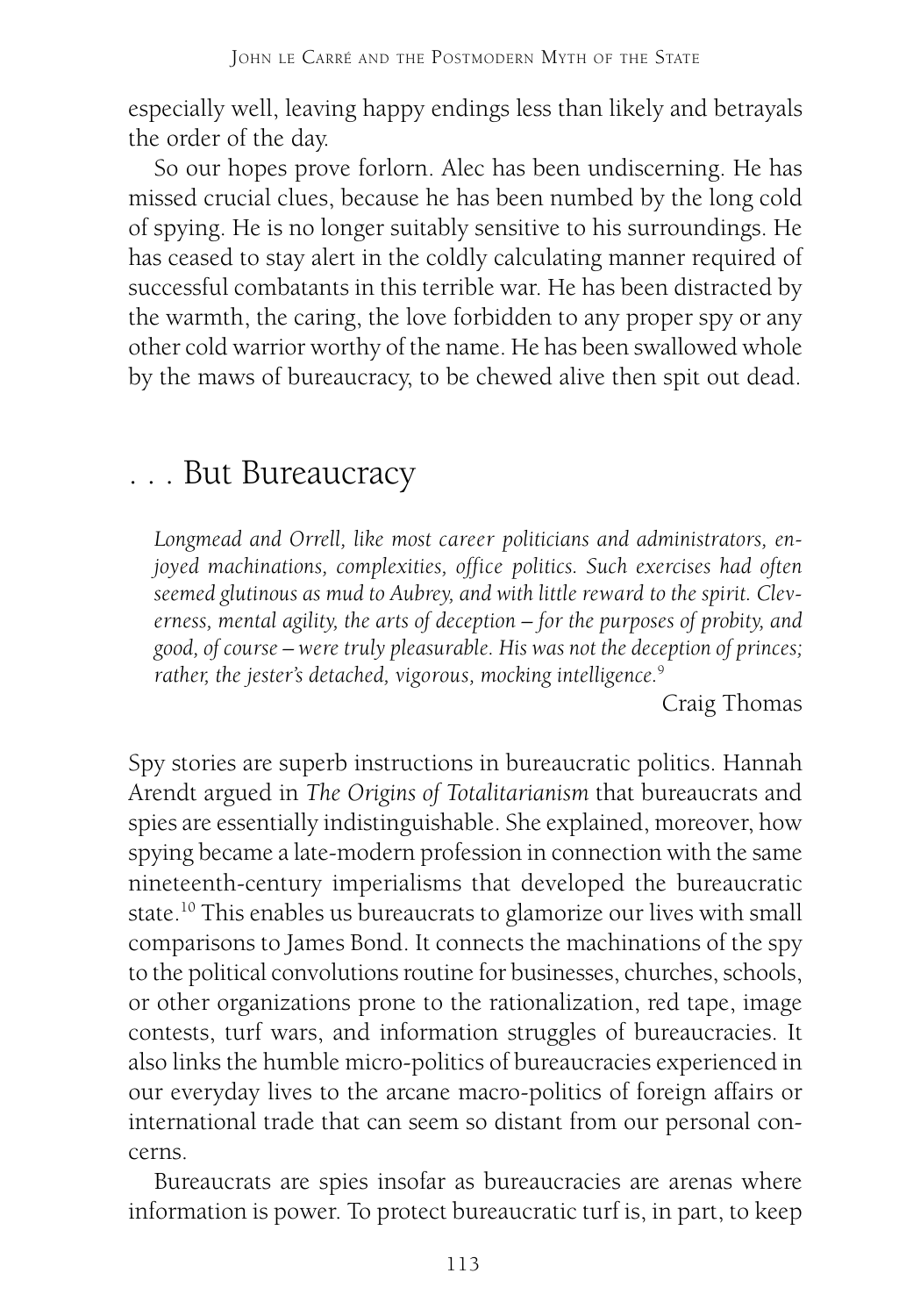especially well, leaving happy endings less than likely and betrayals the order of the day.

So our hopes prove forlorn. Alec has been undiscerning. He has missed crucial clues, because he has been numbed by the long cold of spying. He is no longer suitably sensitive to his surroundings. He has ceased to stay alert in the coldly calculating manner required of successful combatants in this terrible war. He has been distracted by the warmth, the caring, the love forbidden to any proper spy or any other cold warrior worthy of the name. He has been swallowed whole by the maws of bureaucracy, to be chewed alive then spit out dead.

## . . . But Bureaucracy

> *Longmead and Orrell, like most career politicians and administrators, enjoyed machinations, complexities, office politics. Such exercises had often seemed glutinous as mud to Aubrey, and with little reward to the spirit. Cleverness, mental agility, the arts of deception – for the purposes of probity, and good, of course – were truly pleasurable. His was not the deception of princes; rather, the jester's detached, vigorous, mocking intelligence.*[9]
>
> Craig Thomas

Spy stories are superb instructions in bureaucratic politics. Hannah Arendt argued in *The Origins of Totalitarianism* that bureaucrats and spies are essentially indistinguishable. She explained, moreover, how spying became a late-modern profession in connection with the same nineteenth-century imperialisms that developed the bureaucratic state.[10] This enables us bureaucrats to glamorize our lives with small comparisons to James Bond. It connects the machinations of the spy to the political convolutions routine for businesses, churches, schools, or other organizations prone to the rationalization, red tape, image contests, turf wars, and information struggles of bureaucracies. It also links the humble micro-politics of bureaucracies experienced in our everyday lives to the arcane macro-politics of foreign affairs or international trade that can seem so distant from our personal concerns.

Bureaucrats are spies insofar as bureaucracies are arenas where information is power. To protect bureaucratic turf is, in part, to keep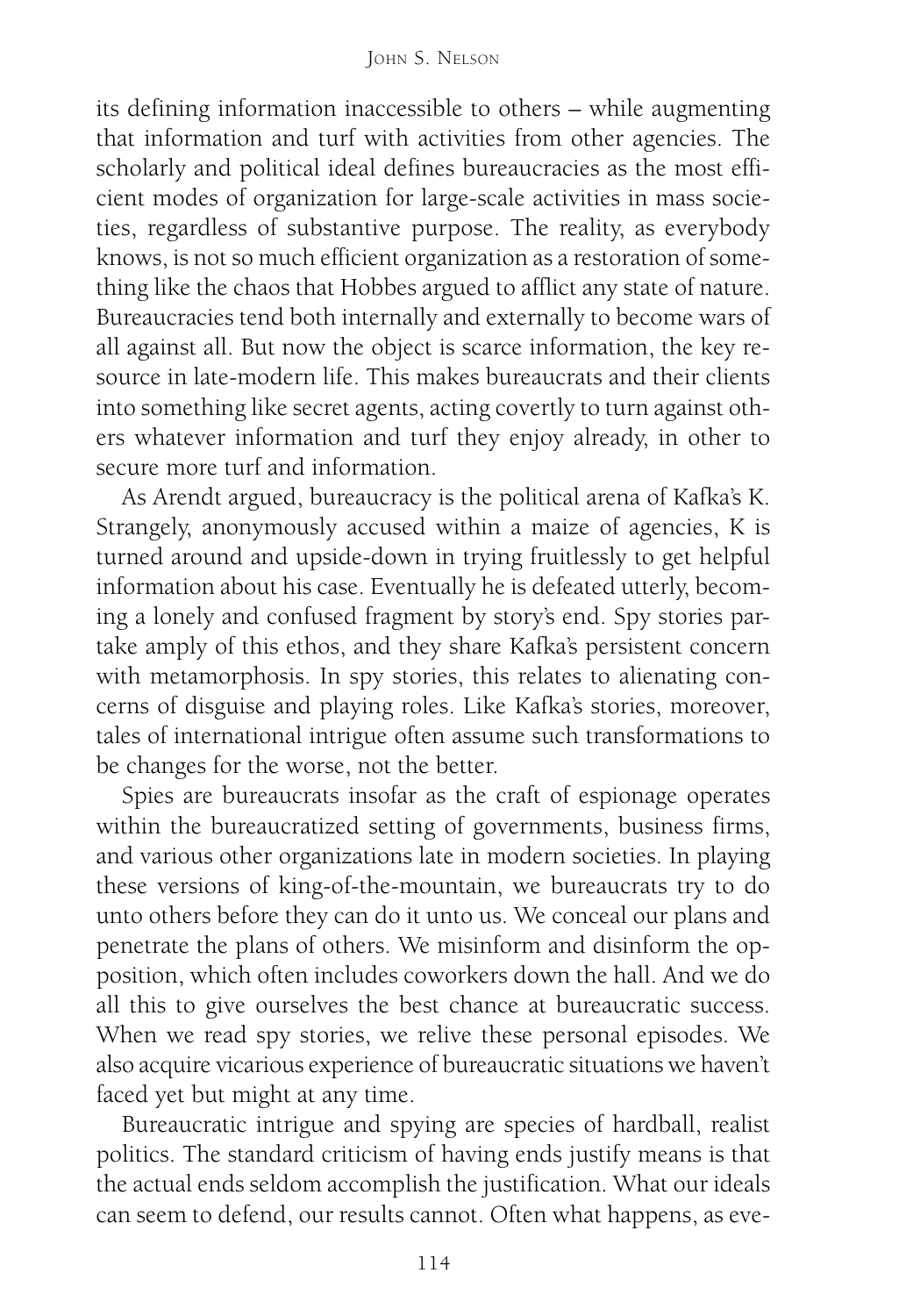its defining information inaccessible to others – while augmenting that information and turf with activities from other agencies. The scholarly and political ideal defines bureaucracies as the most efficient modes of organization for large-scale activities in mass societies, regardless of substantive purpose. The reality, as everybody knows, is not so much efficient organization as a restoration of something like the chaos that Hobbes argued to afflict any state of nature. Bureaucracies tend both internally and externally to become wars of all against all. But now the object is scarce information, the key resource in late-modern life. This makes bureaucrats and their clients into something like secret agents, acting covertly to turn against others whatever information and turf they enjoy already, in other to secure more turf and information.

As Arendt argued, bureaucracy is the political arena of Kafka's K. Strangely, anonymously accused within a maize of agencies, K is turned around and upside-down in trying fruitlessly to get helpful information about his case. Eventually he is defeated utterly, becoming a lonely and confused fragment by story's end. Spy stories partake amply of this ethos, and they share Kafka's persistent concern with metamorphosis. In spy stories, this relates to alienating concerns of disguise and playing roles. Like Kafka's stories, moreover, tales of international intrigue often assume such transformations to be changes for the worse, not the better.

Spies are bureaucrats insofar as the craft of espionage operates within the bureaucratized setting of governments, business firms, and various other organizations late in modern societies. In playing these versions of king-of-the-mountain, we bureaucrats try to do unto others before they can do it unto us. We conceal our plans and penetrate the plans of others. We misinform and disinform the opposition, which often includes coworkers down the hall. And we do all this to give ourselves the best chance at bureaucratic success. When we read spy stories, we relive these personal episodes. We also acquire vicarious experience of bureaucratic situations we haven't faced yet but might at any time.

Bureaucratic intrigue and spying are species of hardball, realist politics. The standard criticism of having ends justify means is that the actual ends seldom accomplish the justification. What our ideals can seem to defend, our results cannot. Often what happens, as eve-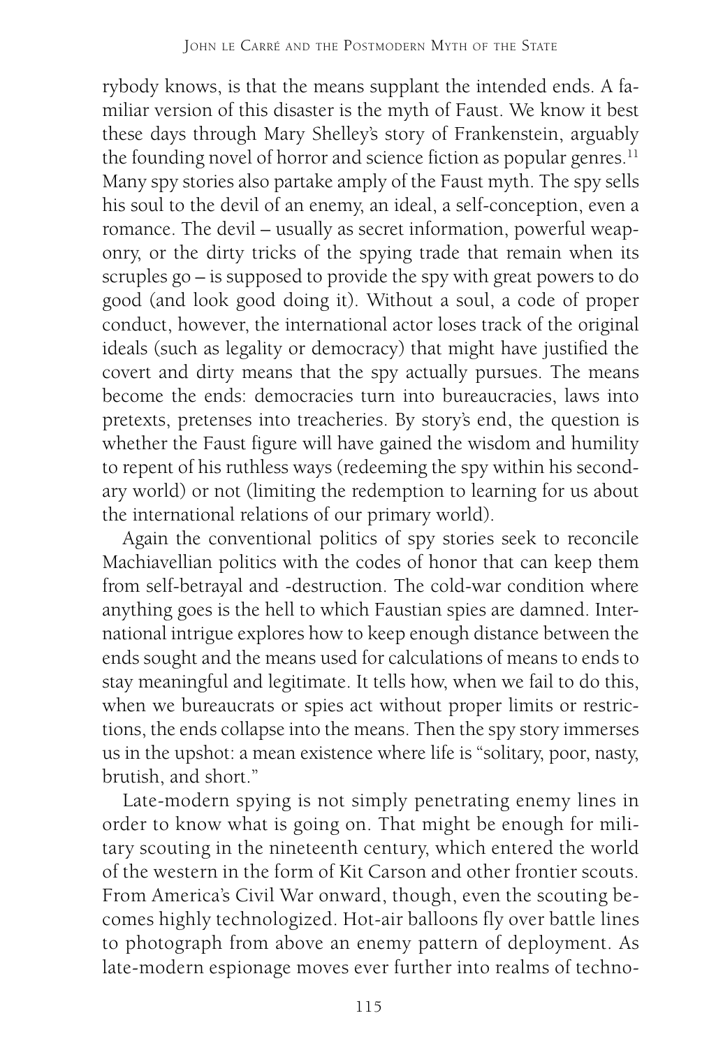rybody knows, is that the means supplant the intended ends. A familiar version of this disaster is the myth of Faust. We know it best these days through Mary Shelley's story of Frankenstein, arguably the founding novel of horror and science fiction as popular genres.[11] Many spy stories also partake amply of the Faust myth. The spy sells his soul to the devil of an enemy, an ideal, a self-conception, even a romance. The devil – usually as secret information, powerful weaponry, or the dirty tricks of the spying trade that remain when its scruples go – is supposed to provide the spy with great powers to do good (and look good doing it). Without a soul, a code of proper conduct, however, the international actor loses track of the original ideals (such as legality or democracy) that might have justified the covert and dirty means that the spy actually pursues. The means become the ends: democracies turn into bureaucracies, laws into pretexts, pretenses into treacheries. By story's end, the question is whether the Faust figure will have gained the wisdom and humility to repent of his ruthless ways (redeeming the spy within his secondary world) or not (limiting the redemption to learning for us about the international relations of our primary world).

Again the conventional politics of spy stories seek to reconcile Machiavellian politics with the codes of honor that can keep them from self-betrayal and -destruction. The cold-war condition where anything goes is the hell to which Faustian spies are damned. International intrigue explores how to keep enough distance between the ends sought and the means used for calculations of means to ends to stay meaningful and legitimate. It tells how, when we fail to do this, when we bureaucrats or spies act without proper limits or restrictions, the ends collapse into the means. Then the spy story immerses us in the upshot: a mean existence where life is "solitary, poor, nasty, brutish, and short."

Late-modern spying is not simply penetrating enemy lines in order to know what is going on. That might be enough for military scouting in the nineteenth century, which entered the world of the western in the form of Kit Carson and other frontier scouts. From America's Civil War onward, though, even the scouting becomes highly technologized. Hot-air balloons fly over battle lines to photograph from above an enemy pattern of deployment. As late-modern espionage moves ever further into realms of techno-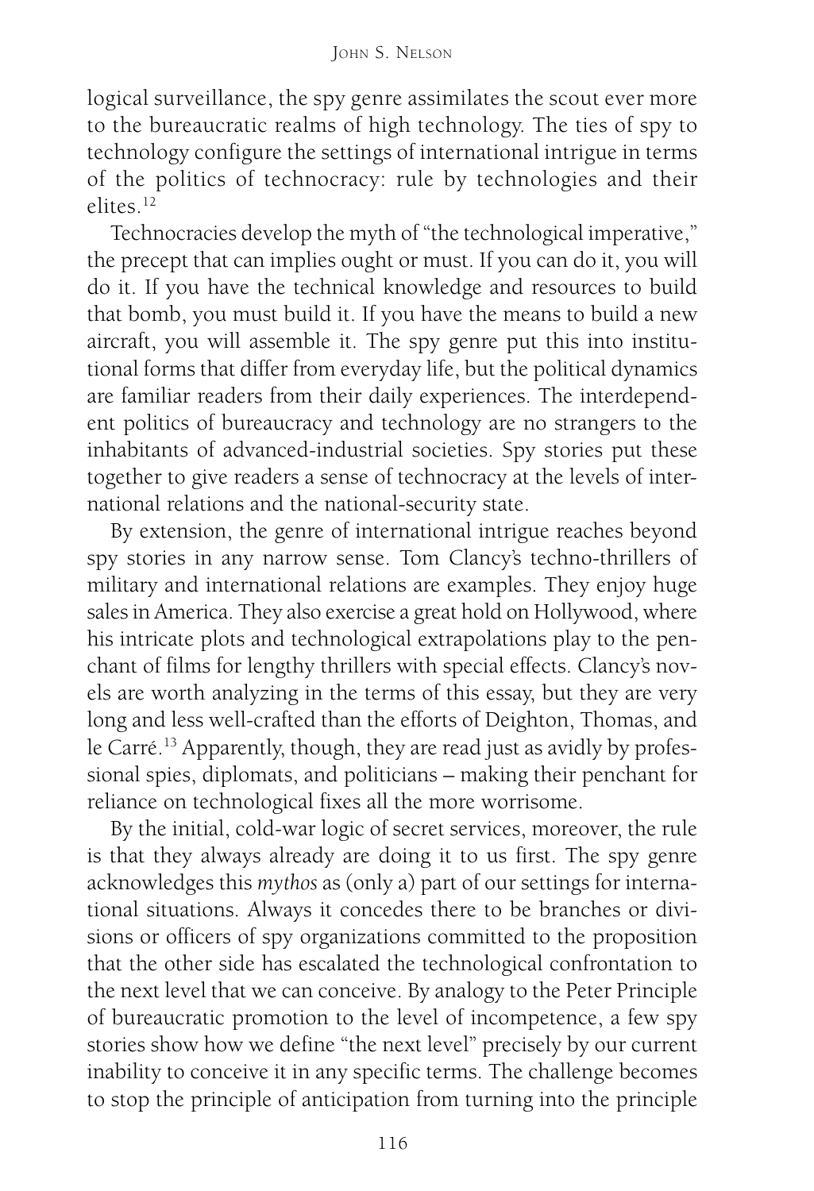logical surveillance, the spy genre assimilates the scout ever more to the bureaucratic realms of high technology. The ties of spy to technology configure the settings of international intrigue in terms of the politics of technocracy: rule by technologies and their elites.[12]

Technocracies develop the myth of "the technological imperative," the precept that can implies ought or must. If you can do it, you will do it. If you have the technical knowledge and resources to build that bomb, you must build it. If you have the means to build a new aircraft, you will assemble it. The spy genre put this into institutional forms that differ from everyday life, but the political dynamics are familiar readers from their daily experiences. The interdependent politics of bureaucracy and technology are no strangers to the inhabitants of advanced-industrial societies. Spy stories put these together to give readers a sense of technocracy at the levels of international relations and the national-security state.

By extension, the genre of international intrigue reaches beyond spy stories in any narrow sense. Tom Clancy's techno-thrillers of military and international relations are examples. They enjoy huge sales in America. They also exercise a great hold on Hollywood, where his intricate plots and technological extrapolations play to the penchant of films for lengthy thrillers with special effects. Clancy's novels are worth analyzing in the terms of this essay, but they are very long and less well-crafted than the efforts of Deighton, Thomas, and le Carré.[13] Apparently, though, they are read just as avidly by professional spies, diplomats, and politicians – making their penchant for reliance on technological fixes all the more worrisome.

By the initial, cold-war logic of secret services, moreover, the rule is that they always already are doing it to us first. The spy genre acknowledges this *mythos* as (only a) part of our settings for international situations. Always it concedes there to be branches or divisions or officers of spy organizations committed to the proposition that the other side has escalated the technological confrontation to the next level that we can conceive. By analogy to the Peter Principle of bureaucratic promotion to the level of incompetence, a few spy stories show how we define "the next level" precisely by our current inability to conceive it in any specific terms. The challenge becomes to stop the principle of anticipation from turning into the principle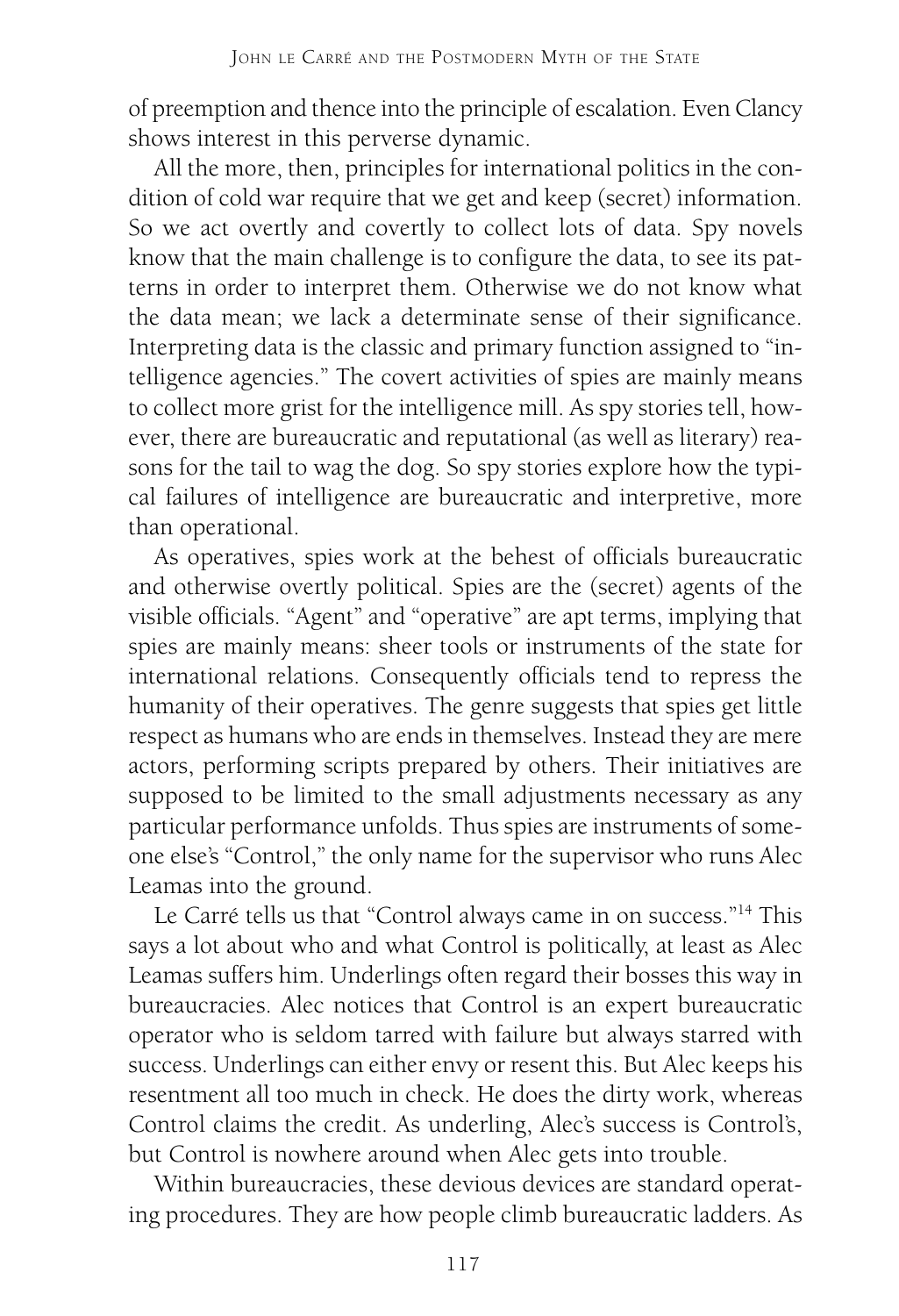of preemption and thence into the principle of escalation. Even Clancy shows interest in this perverse dynamic.

All the more, then, principles for international politics in the condition of cold war require that we get and keep (secret) information. So we act overtly and covertly to collect lots of data. Spy novels know that the main challenge is to configure the data, to see its patterns in order to interpret them. Otherwise we do not know what the data mean; we lack a determinate sense of their significance. Interpreting data is the classic and primary function assigned to "intelligence agencies." The covert activities of spies are mainly means to collect more grist for the intelligence mill. As spy stories tell, however, there are bureaucratic and reputational (as well as literary) reasons for the tail to wag the dog. So spy stories explore how the typical failures of intelligence are bureaucratic and interpretive, more than operational.

As operatives, spies work at the behest of officials bureaucratic and otherwise overtly political. Spies are the (secret) agents of the visible officials. "Agent" and "operative" are apt terms, implying that spies are mainly means: sheer tools or instruments of the state for international relations. Consequently officials tend to repress the humanity of their operatives. The genre suggests that spies get little respect as humans who are ends in themselves. Instead they are mere actors, performing scripts prepared by others. Their initiatives are supposed to be limited to the small adjustments necessary as any particular performance unfolds. Thus spies are instruments of someone else's "Control," the only name for the supervisor who runs Alec Leamas into the ground.

Le Carré tells us that "Control always came in on success."[14] This says a lot about who and what Control is politically, at least as Alec Leamas suffers him. Underlings often regard their bosses this way in bureaucracies. Alec notices that Control is an expert bureaucratic operator who is seldom tarred with failure but always starred with success. Underlings can either envy or resent this. But Alec keeps his resentment all too much in check. He does the dirty work, whereas Control claims the credit. As underling, Alec's success is Control's, but Control is nowhere around when Alec gets into trouble.

Within bureaucracies, these devious devices are standard operating procedures. They are how people climb bureaucratic ladders. As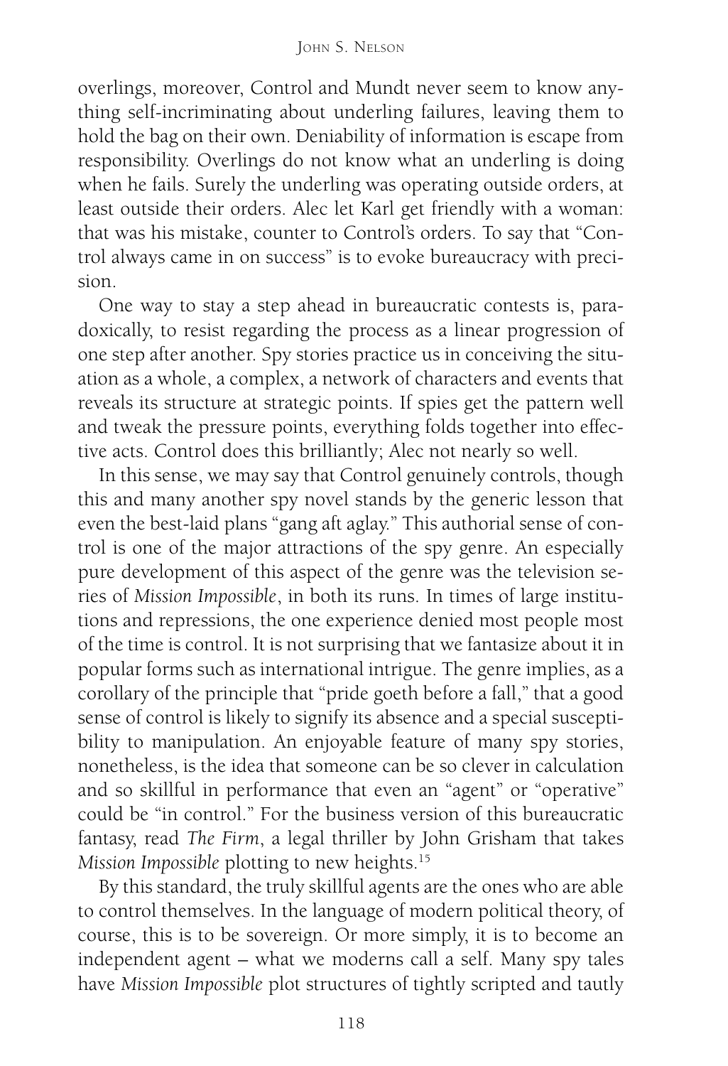overlings, moreover, Control and Mundt never seem to know anything self-incriminating about underling failures, leaving them to hold the bag on their own. Deniability of information is escape from responsibility. Overlings do not know what an underling is doing when he fails. Surely the underling was operating outside orders, at least outside their orders. Alec let Karl get friendly with a woman: that was his mistake, counter to Control's orders. To say that "Control always came in on success" is to evoke bureaucracy with precision.

One way to stay a step ahead in bureaucratic contests is, paradoxically, to resist regarding the process as a linear progression of one step after another. Spy stories practice us in conceiving the situation as a whole, a complex, a network of characters and events that reveals its structure at strategic points. If spies get the pattern well and tweak the pressure points, everything folds together into effective acts. Control does this brilliantly; Alec not nearly so well.

In this sense, we may say that Control genuinely controls, though this and many another spy novel stands by the generic lesson that even the best-laid plans "gang aft aglay." This authorial sense of control is one of the major attractions of the spy genre. An especially pure development of this aspect of the genre was the television series of *Mission Impossible*, in both its runs. In times of large institutions and repressions, the one experience denied most people most of the time is control. It is not surprising that we fantasize about it in popular forms such as international intrigue. The genre implies, as a corollary of the principle that "pride goeth before a fall," that a good sense of control is likely to signify its absence and a special susceptibility to manipulation. An enjoyable feature of many spy stories, nonetheless, is the idea that someone can be so clever in calculation and so skillful in performance that even an "agent" or "operative" could be "in control." For the business version of this bureaucratic fantasy, read *The Firm*, a legal thriller by John Grisham that takes *Mission Impossible* plotting to new heights.[15]

By this standard, the truly skillful agents are the ones who are able to control themselves. In the language of modern political theory, of course, this is to be sovereign. Or more simply, it is to become an independent agent – what we moderns call a self. Many spy tales have *Mission Impossible* plot structures of tightly scripted and tautly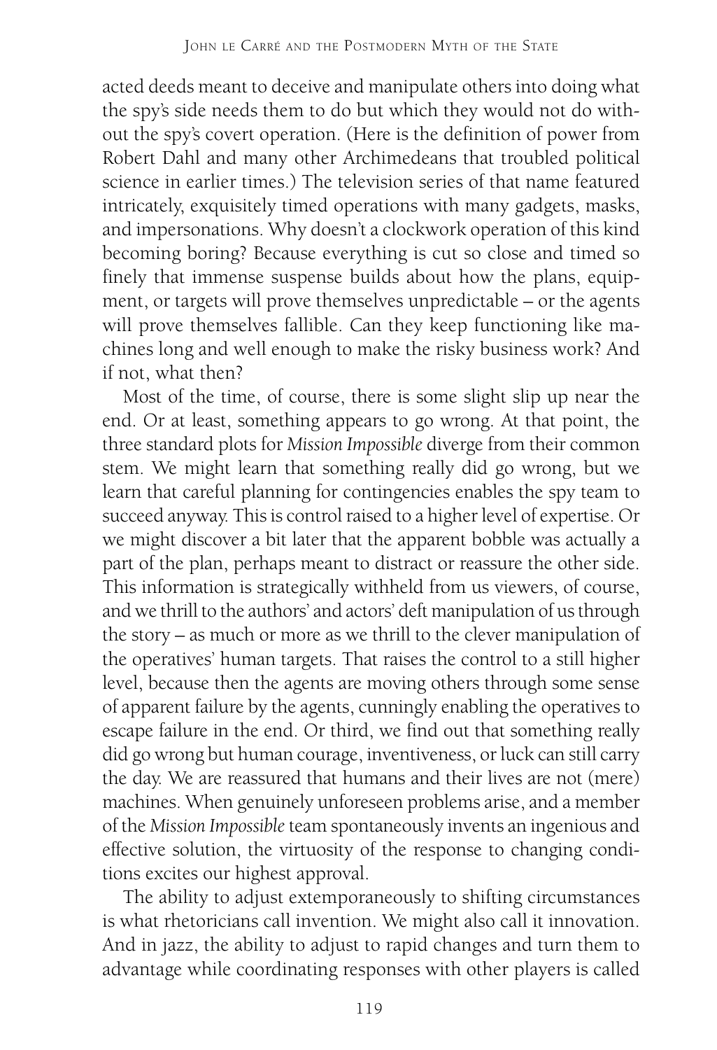acted deeds meant to deceive and manipulate others into doing what the spy's side needs them to do but which they would not do without the spy's covert operation. (Here is the definition of power from Robert Dahl and many other Archimedeans that troubled political science in earlier times.) The television series of that name featured intricately, exquisitely timed operations with many gadgets, masks, and impersonations. Why doesn't a clockwork operation of this kind becoming boring? Because everything is cut so close and timed so finely that immense suspense builds about how the plans, equipment, or targets will prove themselves unpredictable – or the agents will prove themselves fallible. Can they keep functioning like machines long and well enough to make the risky business work? And if not, what then?

Most of the time, of course, there is some slight slip up near the end. Or at least, something appears to go wrong. At that point, the three standard plots for *Mission Impossible* diverge from their common stem. We might learn that something really did go wrong, but we learn that careful planning for contingencies enables the spy team to succeed anyway. This is control raised to a higher level of expertise. Or we might discover a bit later that the apparent bobble was actually a part of the plan, perhaps meant to distract or reassure the other side. This information is strategically withheld from us viewers, of course, and we thrill to the authors' and actors' deft manipulation of us through the story – as much or more as we thrill to the clever manipulation of the operatives' human targets. That raises the control to a still higher level, because then the agents are moving others through some sense of apparent failure by the agents, cunningly enabling the operatives to escape failure in the end. Or third, we find out that something really did go wrong but human courage, inventiveness, or luck can still carry the day. We are reassured that humans and their lives are not (mere) machines. When genuinely unforeseen problems arise, and a member of the *Mission Impossible* team spontaneously invents an ingenious and effective solution, the virtuosity of the response to changing conditions excites our highest approval.

The ability to adjust extemporaneously to shifting circumstances is what rhetoricians call invention. We might also call it innovation. And in jazz, the ability to adjust to rapid changes and turn them to advantage while coordinating responses with other players is called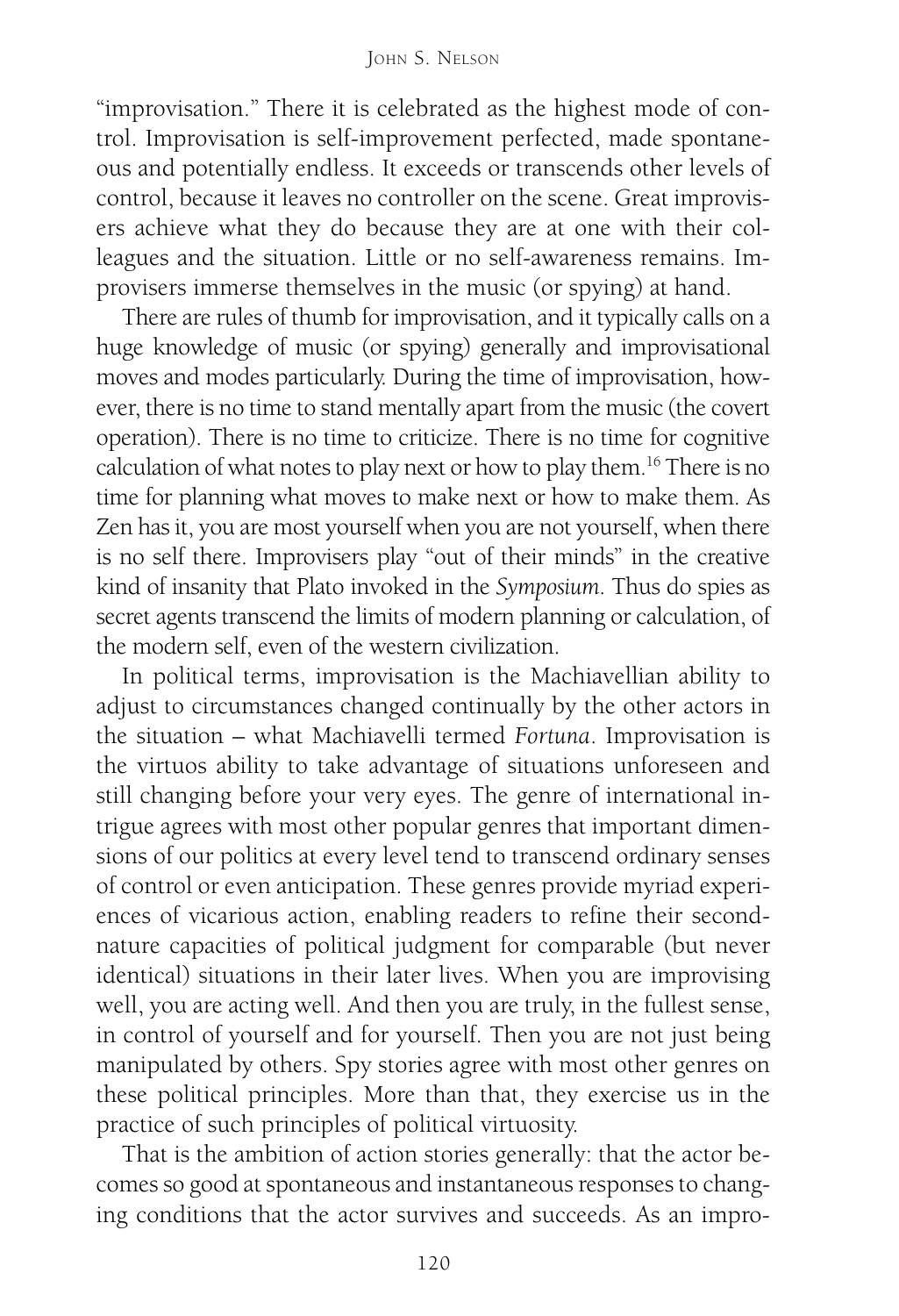"improvisation." There it is celebrated as the highest mode of control. Improvisation is self-improvement perfected, made spontaneous and potentially endless. It exceeds or transcends other levels of control, because it leaves no controller on the scene. Great improvisers achieve what they do because they are at one with their colleagues and the situation. Little or no self-awareness remains. Improvisers immerse themselves in the music (or spying) at hand.

There are rules of thumb for improvisation, and it typically calls on a huge knowledge of music (or spying) generally and improvisational moves and modes particularly. During the time of improvisation, however, there is no time to stand mentally apart from the music (the covert operation). There is no time to criticize. There is no time for cognitive calculation of what notes to play next or how to play them.[16] There is no time for planning what moves to make next or how to make them. As Zen has it, you are most yourself when you are not yourself, when there is no self there. Improvisers play "out of their minds" in the creative kind of insanity that Plato invoked in the *Symposium*. Thus do spies as secret agents transcend the limits of modern planning or calculation, of the modern self, even of the western civilization.

In political terms, improvisation is the Machiavellian ability to adjust to circumstances changed continually by the other actors in the situation – what Machiavelli termed *Fortuna*. Improvisation is the virtuos ability to take advantage of situations unforeseen and still changing before your very eyes. The genre of international intrigue agrees with most other popular genres that important dimensions of our politics at every level tend to transcend ordinary senses of control or even anticipation. These genres provide myriad experiences of vicarious action, enabling readers to refine their second-nature capacities of political judgment for comparable (but never identical) situations in their later lives. When you are improvising well, you are acting well. And then you are truly, in the fullest sense, in control of yourself and for yourself. Then you are not just being manipulated by others. Spy stories agree with most other genres on these political principles. More than that, they exercise us in the practice of such principles of political virtuosity.

That is the ambition of action stories generally: that the actor becomes so good at spontaneous and instantaneous responses to changing conditions that the actor survives and succeeds. As an impro-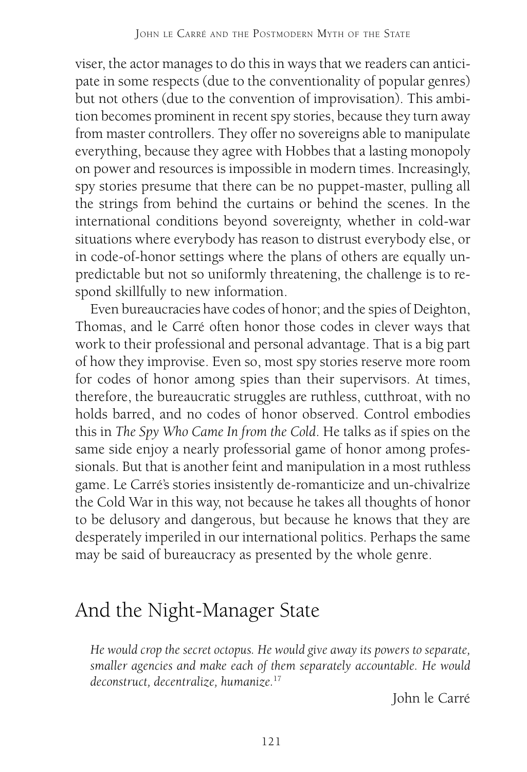viser, the actor manages to do this in ways that we readers can anticipate in some respects (due to the conventionality of popular genres) but not others (due to the convention of improvisation). This ambition becomes prominent in recent spy stories, because they turn away from master controllers. They offer no sovereigns able to manipulate everything, because they agree with Hobbes that a lasting monopoly on power and resources is impossible in modern times. Increasingly, spy stories presume that there can be no puppet-master, pulling all the strings from behind the curtains or behind the scenes. In the international conditions beyond sovereignty, whether in cold-war situations where everybody has reason to distrust everybody else, or in code-of-honor settings where the plans of others are equally unpredictable but not so uniformly threatening, the challenge is to respond skillfully to new information.

Even bureaucracies have codes of honor; and the spies of Deighton, Thomas, and le Carré often honor those codes in clever ways that work to their professional and personal advantage. That is a big part of how they improvise. Even so, most spy stories reserve more room for codes of honor among spies than their supervisors. At times, therefore, the bureaucratic struggles are ruthless, cutthroat, with no holds barred, and no codes of honor observed. Control embodies this in *The Spy Who Came In from the Cold*. He talks as if spies on the same side enjoy a nearly professorial game of honor among professionals. But that is another feint and manipulation in a most ruthless game. Le Carré's stories insistently de-romanticize and un-chivalrize the Cold War in this way, not because he takes all thoughts of honor to be delusory and dangerous, but because he knows that they are desperately imperiled in our international politics. Perhaps the same may be said of bureaucracy as presented by the whole genre.

## And the Night-Manager State

*He would crop the secret octopus. He would give away its powers to separate, smaller agencies and make each of them separately accountable. He would deconstruct, decentralize, humanize.*[17]

John le Carré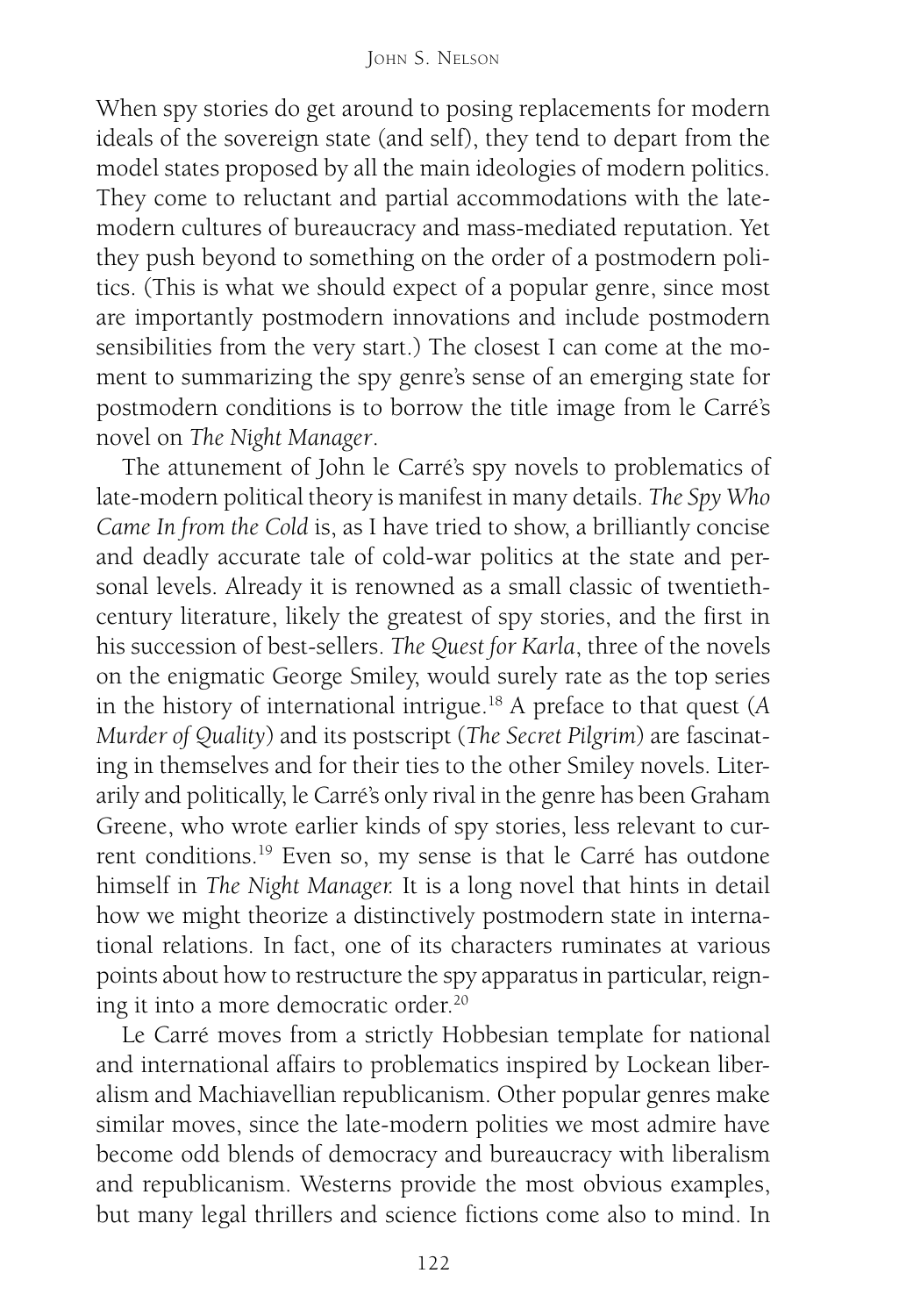When spy stories do get around to posing replacements for modern ideals of the sovereign state (and self), they tend to depart from the model states proposed by all the main ideologies of modern politics. They come to reluctant and partial accommodations with the late-modern cultures of bureaucracy and mass-mediated reputation. Yet they push beyond to something on the order of a postmodern politics. (This is what we should expect of a popular genre, since most are importantly postmodern innovations and include postmodern sensibilities from the very start.) The closest I can come at the moment to summarizing the spy genre's sense of an emerging state for postmodern conditions is to borrow the title image from le Carré's novel on *The Night Manager*.

The attunement of John le Carré's spy novels to problematics of late-modern political theory is manifest in many details. *The Spy Who Came In from the Cold* is, as I have tried to show, a brilliantly concise and deadly accurate tale of cold-war politics at the state and personal levels. Already it is renowned as a small classic of twentieth-century literature, likely the greatest of spy stories, and the first in his succession of best-sellers. *The Quest for Karla*, three of the novels on the enigmatic George Smiley, would surely rate as the top series in the history of international intrigue.[18] A preface to that quest (*A Murder of Quality*) and its postscript (*The Secret Pilgrim*) are fascinating in themselves and for their ties to the other Smiley novels. Literarily and politically, le Carré's only rival in the genre has been Graham Greene, who wrote earlier kinds of spy stories, less relevant to current conditions.[19] Even so, my sense is that le Carré has outdone himself in *The Night Manager.* It is a long novel that hints in detail how we might theorize a distinctively postmodern state in international relations. In fact, one of its characters ruminates at various points about how to restructure the spy apparatus in particular, reigning it into a more democratic order.[20]

Le Carré moves from a strictly Hobbesian template for national and international affairs to problematics inspired by Lockean liberalism and Machiavellian republicanism. Other popular genres make similar moves, since the late-modern polities we most admire have become odd blends of democracy and bureaucracy with liberalism and republicanism. Westerns provide the most obvious examples, but many legal thrillers and science fictions come also to mind. In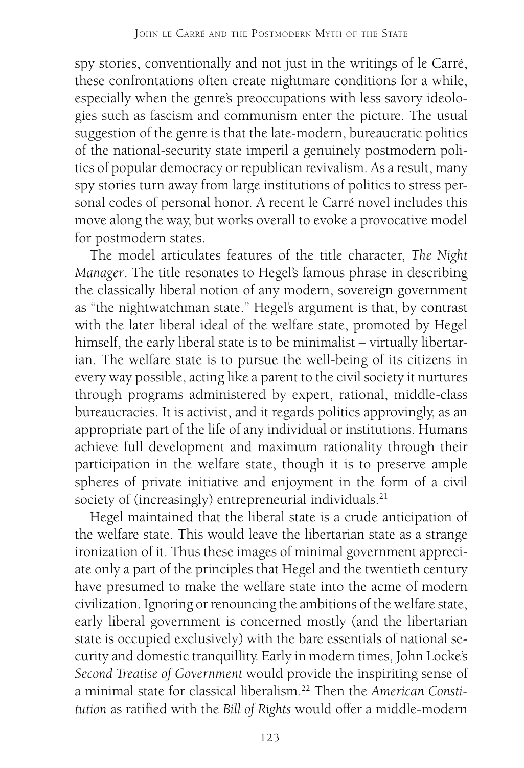spy stories, conventionally and not just in the writings of le Carré, these confrontations often create nightmare conditions for a while, especially when the genre's preoccupations with less savory ideologies such as fascism and communism enter the picture. The usual suggestion of the genre is that the late-modern, bureaucratic politics of the national-security state imperil a genuinely postmodern politics of popular democracy or republican revivalism. As a result, many spy stories turn away from large institutions of politics to stress personal codes of personal honor. A recent le Carré novel includes this move along the way, but works overall to evoke a provocative model for postmodern states.

The model articulates features of the title character, *The Night Manager*. The title resonates to Hegel's famous phrase in describing the classically liberal notion of any modern, sovereign government as "the nightwatchman state." Hegel's argument is that, by contrast with the later liberal ideal of the welfare state, promoted by Hegel himself, the early liberal state is to be minimalist – virtually libertarian. The welfare state is to pursue the well-being of its citizens in every way possible, acting like a parent to the civil society it nurtures through programs administered by expert, rational, middle-class bureaucracies. It is activist, and it regards politics approvingly, as an appropriate part of the life of any individual or institutions. Humans achieve full development and maximum rationality through their participation in the welfare state, though it is to preserve ample spheres of private initiative and enjoyment in the form of a civil society of (increasingly) entrepreneurial individuals.[21]

Hegel maintained that the liberal state is a crude anticipation of the welfare state. This would leave the libertarian state as a strange ironization of it. Thus these images of minimal government appreciate only a part of the principles that Hegel and the twentieth century have presumed to make the welfare state into the acme of modern civilization. Ignoring or renouncing the ambitions of the welfare state, early liberal government is concerned mostly (and the libertarian state is occupied exclusively) with the bare essentials of national security and domestic tranquillity. Early in modern times, John Locke's *Second Treatise of Government* would provide the inspiriting sense of a minimal state for classical liberalism.[22] Then the *American Constitution* as ratified with the *Bill of Rights* would offer a middle-modern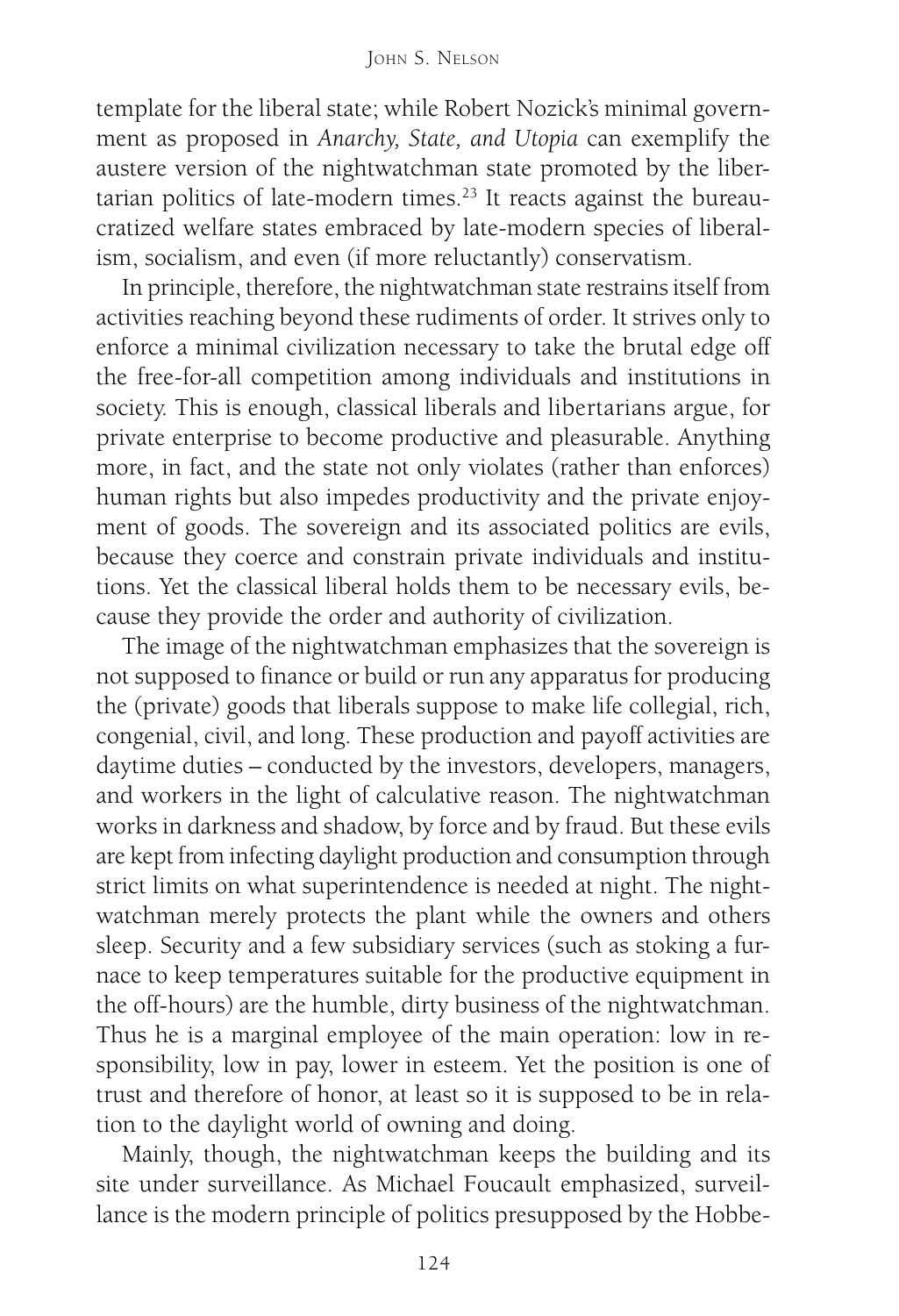template for the liberal state; while Robert Nozick's minimal government as proposed in *Anarchy, State, and Utopia* can exemplify the austere version of the nightwatchman state promoted by the libertarian politics of late-modern times.[23] It reacts against the bureaucratized welfare states embraced by late-modern species of liberalism, socialism, and even (if more reluctantly) conservatism.

In principle, therefore, the nightwatchman state restrains itself from activities reaching beyond these rudiments of order. It strives only to enforce a minimal civilization necessary to take the brutal edge off the free-for-all competition among individuals and institutions in society. This is enough, classical liberals and libertarians argue, for private enterprise to become productive and pleasurable. Anything more, in fact, and the state not only violates (rather than enforces) human rights but also impedes productivity and the private enjoyment of goods. The sovereign and its associated politics are evils, because they coerce and constrain private individuals and institutions. Yet the classical liberal holds them to be necessary evils, because they provide the order and authority of civilization.

The image of the nightwatchman emphasizes that the sovereign is not supposed to finance or build or run any apparatus for producing the (private) goods that liberals suppose to make life collegial, rich, congenial, civil, and long. These production and payoff activities are daytime duties – conducted by the investors, developers, managers, and workers in the light of calculative reason. The nightwatchman works in darkness and shadow, by force and by fraud. But these evils are kept from infecting daylight production and consumption through strict limits on what superintendence is needed at night. The nightwatchman merely protects the plant while the owners and others sleep. Security and a few subsidiary services (such as stoking a furnace to keep temperatures suitable for the productive equipment in the off-hours) are the humble, dirty business of the nightwatchman. Thus he is a marginal employee of the main operation: low in responsibility, low in pay, lower in esteem. Yet the position is one of trust and therefore of honor, at least so it is supposed to be in relation to the daylight world of owning and doing.

Mainly, though, the nightwatchman keeps the building and its site under surveillance. As Michael Foucault emphasized, surveillance is the modern principle of politics presupposed by the Hobbe-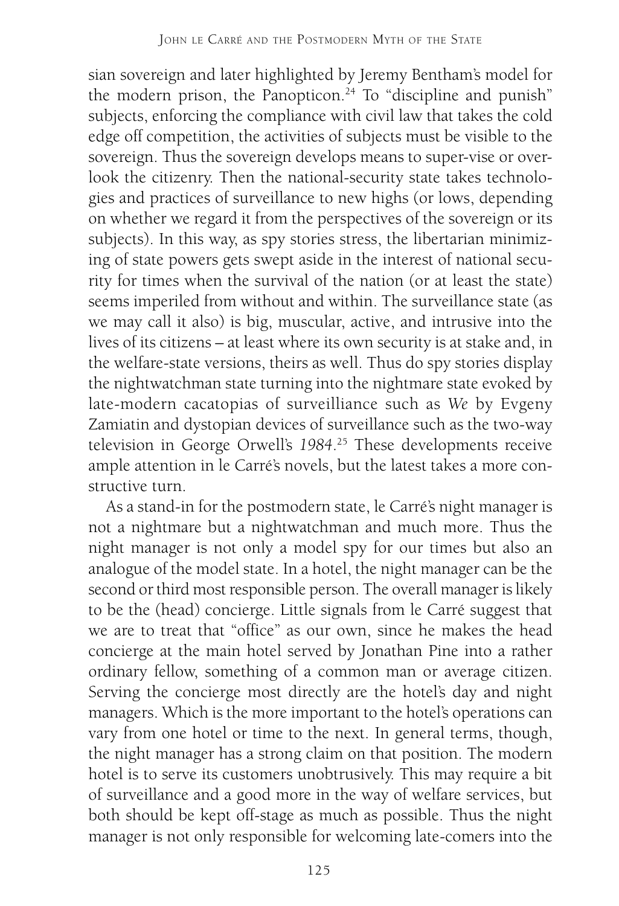sian sovereign and later highlighted by Jeremy Bentham's model for the modern prison, the Panopticon.[24] To "discipline and punish" subjects, enforcing the compliance with civil law that takes the cold edge off competition, the activities of subjects must be visible to the sovereign. Thus the sovereign develops means to super-vise or overlook the citizenry. Then the national-security state takes technologies and practices of surveillance to new highs (or lows, depending on whether we regard it from the perspectives of the sovereign or its subjects). In this way, as spy stories stress, the libertarian minimizing of state powers gets swept aside in the interest of national security for times when the survival of the nation (or at least the state) seems imperiled from without and within. The surveillance state (as we may call it also) is big, muscular, active, and intrusive into the lives of its citizens – at least where its own security is at stake and, in the welfare-state versions, theirs as well. Thus do spy stories display the nightwatchman state turning into the nightmare state evoked by late-modern cacatopias of surveilliance such as *We* by Evgeny Zamiatin and dystopian devices of surveillance such as the two-way television in George Orwell's *1984*.[25] These developments receive ample attention in le Carré's novels, but the latest takes a more constructive turn.

As a stand-in for the postmodern state, le Carré's night manager is not a nightmare but a nightwatchman and much more. Thus the night manager is not only a model spy for our times but also an analogue of the model state. In a hotel, the night manager can be the second or third most responsible person. The overall manager is likely to be the (head) concierge. Little signals from le Carré suggest that we are to treat that "office" as our own, since he makes the head concierge at the main hotel served by Jonathan Pine into a rather ordinary fellow, something of a common man or average citizen. Serving the concierge most directly are the hotel's day and night managers. Which is the more important to the hotel's operations can vary from one hotel or time to the next. In general terms, though, the night manager has a strong claim on that position. The modern hotel is to serve its customers unobtrusively. This may require a bit of surveillance and a good more in the way of welfare services, but both should be kept off-stage as much as possible. Thus the night manager is not only responsible for welcoming late-comers into the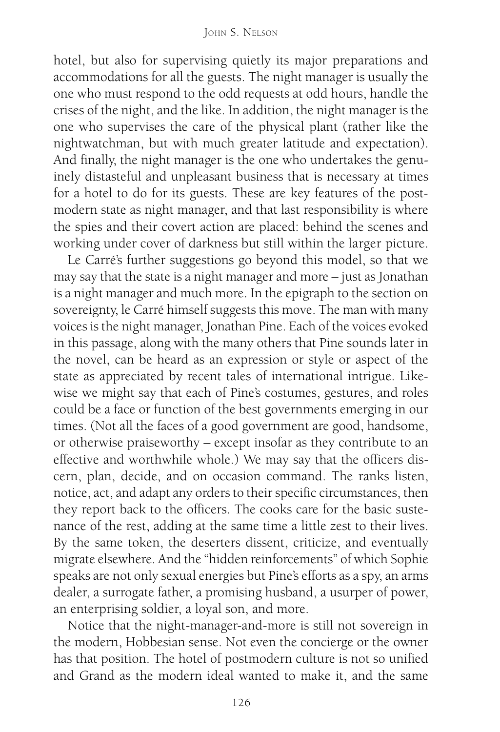hotel, but also for supervising quietly its major preparations and accommodations for all the guests. The night manager is usually the one who must respond to the odd requests at odd hours, handle the crises of the night, and the like. In addition, the night manager is the one who supervises the care of the physical plant (rather like the nightwatchman, but with much greater latitude and expectation). And finally, the night manager is the one who undertakes the genuinely distasteful and unpleasant business that is necessary at times for a hotel to do for its guests. These are key features of the postmodern state as night manager, and that last responsibility is where the spies and their covert action are placed: behind the scenes and working under cover of darkness but still within the larger picture.

Le Carré's further suggestions go beyond this model, so that we may say that the state is a night manager and more – just as Jonathan is a night manager and much more. In the epigraph to the section on sovereignty, le Carré himself suggests this move. The man with many voices is the night manager, Jonathan Pine. Each of the voices evoked in this passage, along with the many others that Pine sounds later in the novel, can be heard as an expression or style or aspect of the state as appreciated by recent tales of international intrigue. Likewise we might say that each of Pine's costumes, gestures, and roles could be a face or function of the best governments emerging in our times. (Not all the faces of a good government are good, handsome, or otherwise praiseworthy – except insofar as they contribute to an effective and worthwhile whole.) We may say that the officers discern, plan, decide, and on occasion command. The ranks listen, notice, act, and adapt any orders to their specific circumstances, then they report back to the officers. The cooks care for the basic sustenance of the rest, adding at the same time a little zest to their lives. By the same token, the deserters dissent, criticize, and eventually migrate elsewhere. And the "hidden reinforcements" of which Sophie speaks are not only sexual energies but Pine's efforts as a spy, an arms dealer, a surrogate father, a promising husband, a usurper of power, an enterprising soldier, a loyal son, and more.

Notice that the night-manager-and-more is still not sovereign in the modern, Hobbesian sense. Not even the concierge or the owner has that position. The hotel of postmodern culture is not so unified and Grand as the modern ideal wanted to make it, and the same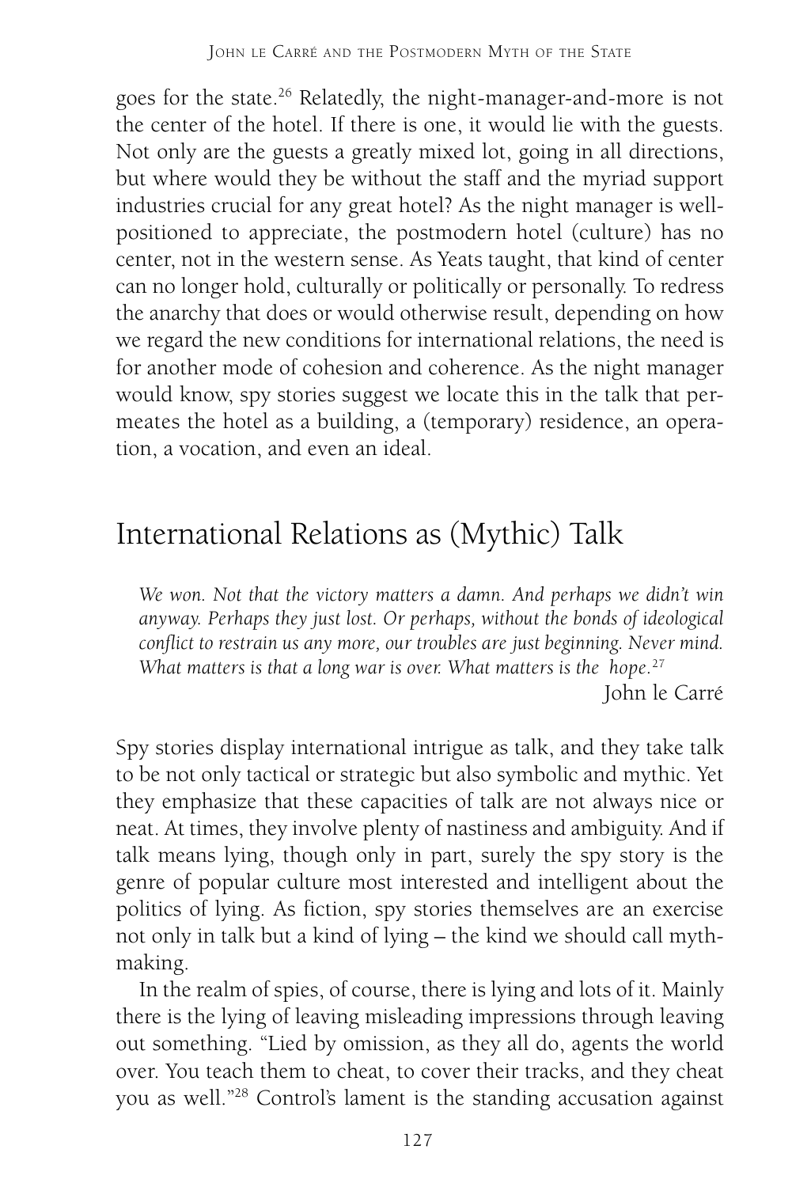goes for the state.[26] Relatedly, the night-manager-and-more is not the center of the hotel. If there is one, it would lie with the guests. Not only are the guests a greatly mixed lot, going in all directions, but where would they be without the staff and the myriad support industries crucial for any great hotel? As the night manager is well-positioned to appreciate, the postmodern hotel (culture) has no center, not in the western sense. As Yeats taught, that kind of center can no longer hold, culturally or politically or personally. To redress the anarchy that does or would otherwise result, depending on how we regard the new conditions for international relations, the need is for another mode of cohesion and coherence. As the night manager would know, spy stories suggest we locate this in the talk that permeates the hotel as a building, a (temporary) residence, an operation, a vocation, and even an ideal.

## International Relations as (Mythic) Talk

> *We won. Not that the victory matters a damn. And perhaps we didn't win anyway. Perhaps they just lost. Or perhaps, without the bonds of ideological conflict to restrain us any more, our troubles are just beginning. Never mind. What matters is that a long war is over. What matters is the hope.*[27]
>
> John le Carré

Spy stories display international intrigue as talk, and they take talk to be not only tactical or strategic but also symbolic and mythic. Yet they emphasize that these capacities of talk are not always nice or neat. At times, they involve plenty of nastiness and ambiguity. And if talk means lying, though only in part, surely the spy story is the genre of popular culture most interested and intelligent about the politics of lying. As fiction, spy stories themselves are an exercise not only in talk but a kind of lying – the kind we should call myth-making.

In the realm of spies, of course, there is lying and lots of it. Mainly there is the lying of leaving misleading impressions through leaving out something. "Lied by omission, as they all do, agents the world over. You teach them to cheat, to cover their tracks, and they cheat you as well."[28] Control's lament is the standing accusation against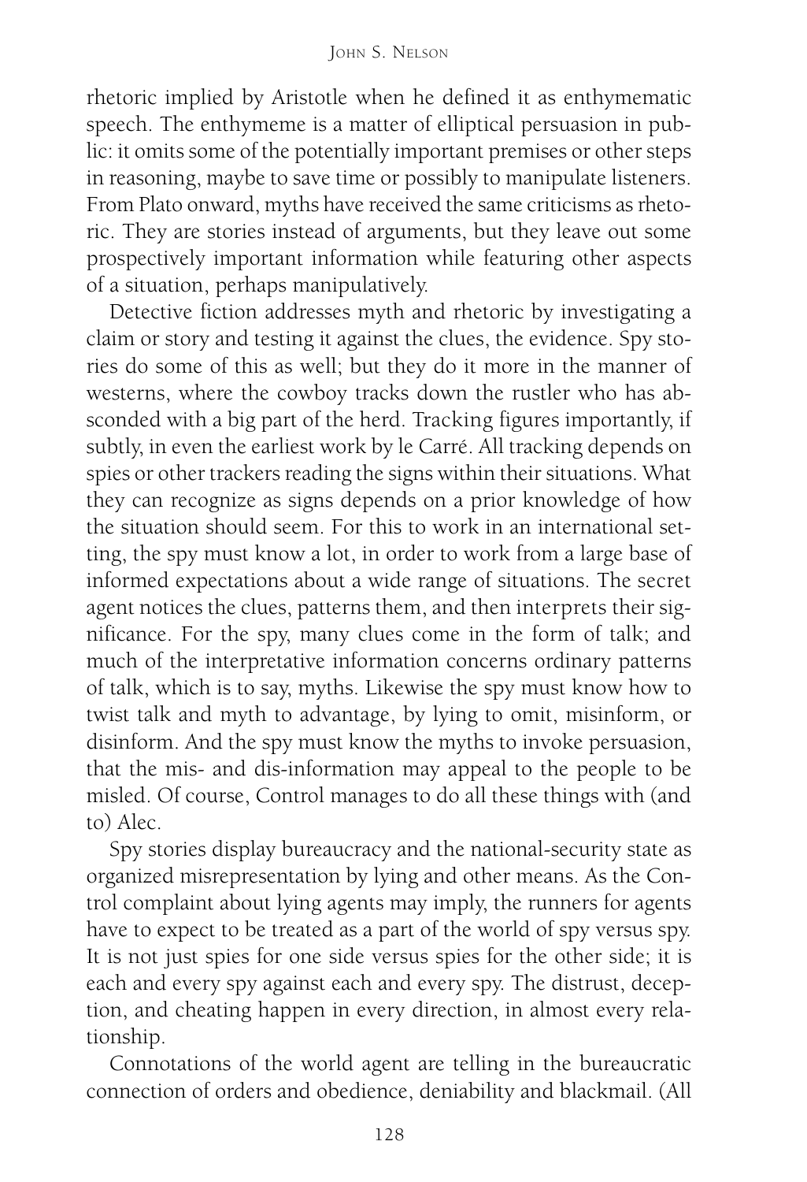rhetoric implied by Aristotle when he defined it as enthymematic speech. The enthymeme is a matter of elliptical persuasion in public: it omits some of the potentially important premises or other steps in reasoning, maybe to save time or possibly to manipulate listeners. From Plato onward, myths have received the same criticisms as rhetoric. They are stories instead of arguments, but they leave out some prospectively important information while featuring other aspects of a situation, perhaps manipulatively.

Detective fiction addresses myth and rhetoric by investigating a claim or story and testing it against the clues, the evidence. Spy stories do some of this as well; but they do it more in the manner of westerns, where the cowboy tracks down the rustler who has absconded with a big part of the herd. Tracking figures importantly, if subtly, in even the earliest work by le Carré. All tracking depends on spies or other trackers reading the signs within their situations. What they can recognize as signs depends on a prior knowledge of how the situation should seem. For this to work in an international setting, the spy must know a lot, in order to work from a large base of informed expectations about a wide range of situations. The secret agent notices the clues, patterns them, and then interprets their significance. For the spy, many clues come in the form of talk; and much of the interpretative information concerns ordinary patterns of talk, which is to say, myths. Likewise the spy must know how to twist talk and myth to advantage, by lying to omit, misinform, or disinform. And the spy must know the myths to invoke persuasion, that the mis- and dis-information may appeal to the people to be misled. Of course, Control manages to do all these things with (and to) Alec.

Spy stories display bureaucracy and the national-security state as organized misrepresentation by lying and other means. As the Control complaint about lying agents may imply, the runners for agents have to expect to be treated as a part of the world of spy versus spy. It is not just spies for one side versus spies for the other side; it is each and every spy against each and every spy. The distrust, deception, and cheating happen in every direction, in almost every relationship.

Connotations of the world agent are telling in the bureaucratic connection of orders and obedience, deniability and blackmail. (All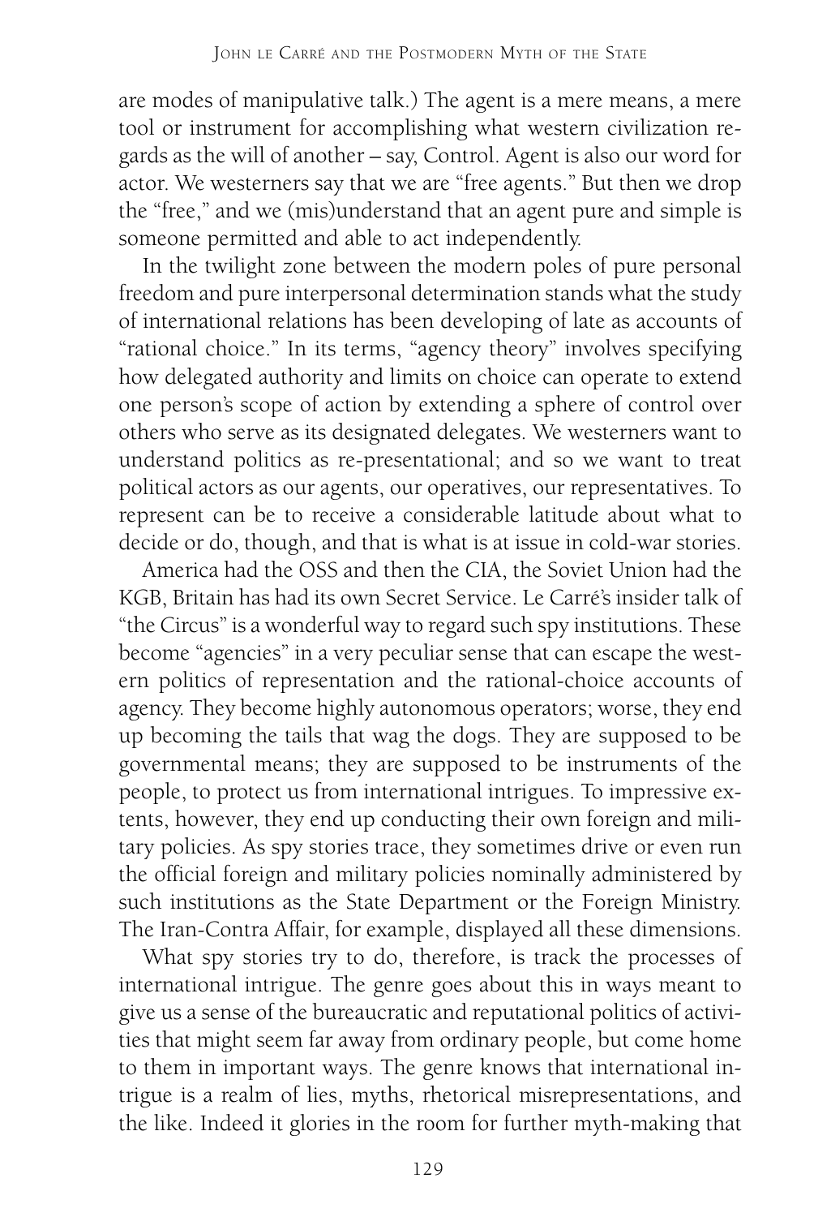are modes of manipulative talk.) The agent is a mere means, a mere tool or instrument for accomplishing what western civilization regards as the will of another – say, Control. Agent is also our word for actor. We westerners say that we are "free agents." But then we drop the "free," and we (mis)understand that an agent pure and simple is someone permitted and able to act independently.

In the twilight zone between the modern poles of pure personal freedom and pure interpersonal determination stands what the study of international relations has been developing of late as accounts of "rational choice." In its terms, "agency theory" involves specifying how delegated authority and limits on choice can operate to extend one person's scope of action by extending a sphere of control over others who serve as its designated delegates. We westerners want to understand politics as re-presentational; and so we want to treat political actors as our agents, our operatives, our representatives. To represent can be to receive a considerable latitude about what to decide or do, though, and that is what is at issue in cold-war stories.

America had the OSS and then the CIA, the Soviet Union had the KGB, Britain has had its own Secret Service. Le Carré's insider talk of "the Circus" is a wonderful way to regard such spy institutions. These become "agencies" in a very peculiar sense that can escape the western politics of representation and the rational-choice accounts of agency. They become highly autonomous operators; worse, they end up becoming the tails that wag the dogs. They are supposed to be governmental means; they are supposed to be instruments of the people, to protect us from international intrigues. To impressive extents, however, they end up conducting their own foreign and military policies. As spy stories trace, they sometimes drive or even run the official foreign and military policies nominally administered by such institutions as the State Department or the Foreign Ministry. The Iran-Contra Affair, for example, displayed all these dimensions.

What spy stories try to do, therefore, is track the processes of international intrigue. The genre goes about this in ways meant to give us a sense of the bureaucratic and reputational politics of activities that might seem far away from ordinary people, but come home to them in important ways. The genre knows that international intrigue is a realm of lies, myths, rhetorical misrepresentations, and the like. Indeed it glories in the room for further myth-making that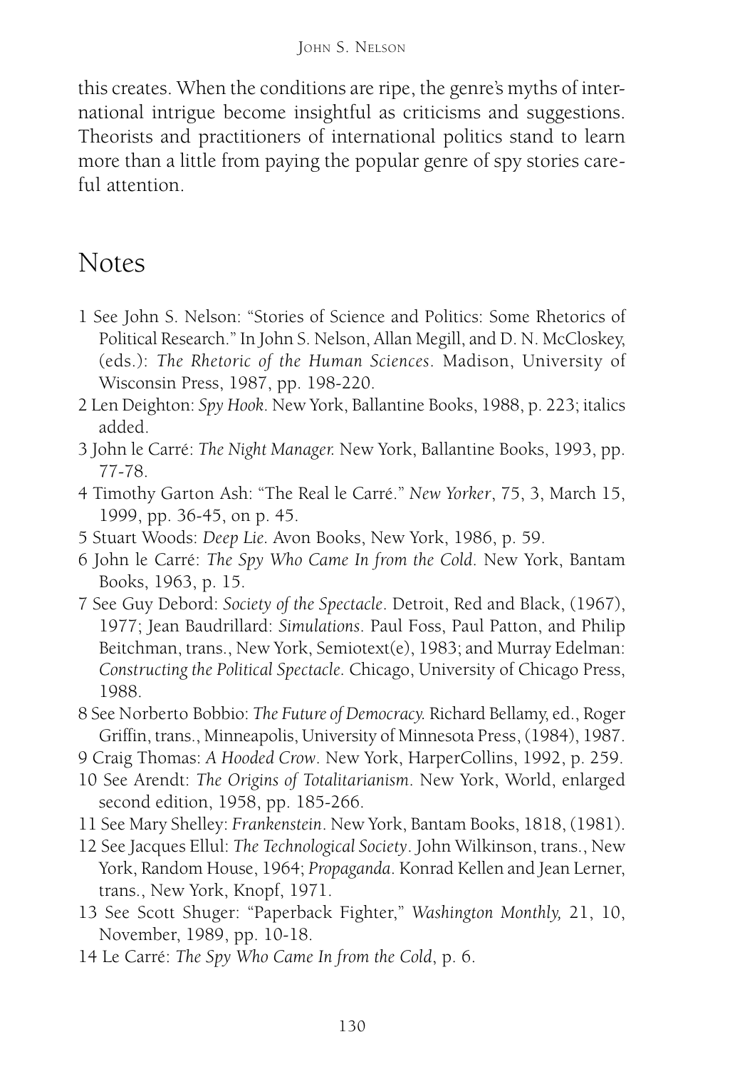this creates. When the conditions are ripe, the genre's myths of international intrigue become insightful as criticisms and suggestions. Theorists and practitioners of international politics stand to learn more than a little from paying the popular genre of spy stories careful attention.

## Notes

1 See John S. Nelson: "Stories of Science and Politics: Some Rhetorics of Political Research." In John S. Nelson, Allan Megill, and D. N. McCloskey, (eds.): *The Rhetoric of the Human Sciences*. Madison, University of Wisconsin Press, 1987, pp. 198-220.

2 Len Deighton: *Spy Hook*. New York, Ballantine Books, 1988, p. 223; italics added.

3 John le Carré: *The Night Manager.* New York, Ballantine Books, 1993, pp. 77-78.

4 Timothy Garton Ash: "The Real le Carré." *New Yorker*, 75, 3, March 15, 1999, pp. 36-45, on p. 45.

5 Stuart Woods: *Deep Lie*. Avon Books, New York, 1986, p. 59.

6 John le Carré: *The Spy Who Came In from the Cold*. New York, Bantam Books, 1963, p. 15.

7 See Guy Debord: *Society of the Spectacle*. Detroit, Red and Black, (1967), 1977; Jean Baudrillard: *Simulations*. Paul Foss, Paul Patton, and Philip Beitchman, trans., New York, Semiotext(e), 1983; and Murray Edelman: *Constructing the Political Spectacle*. Chicago, University of Chicago Press, 1988.

8 See Norberto Bobbio: *The Future of Democracy.* Richard Bellamy, ed., Roger Griffin, trans., Minneapolis, University of Minnesota Press, (1984), 1987.

9 Craig Thomas: *A Hooded Crow*. New York, HarperCollins, 1992, p. 259.

10 See Arendt: *The Origins of Totalitarianism*. New York, World, enlarged second edition, 1958, pp. 185-266.

11 See Mary Shelley: *Frankenstein*. New York, Bantam Books, 1818, (1981).

12 See Jacques Ellul: *The Technological Society*. John Wilkinson, trans., New York, Random House, 1964; *Propaganda*. Konrad Kellen and Jean Lerner, trans., New York, Knopf, 1971.

13 See Scott Shuger: "Paperback Fighter," *Washington Monthly,* 21, 10, November, 1989, pp. 10-18.

14 Le Carré: *The Spy Who Came In from the Cold*, p. 6.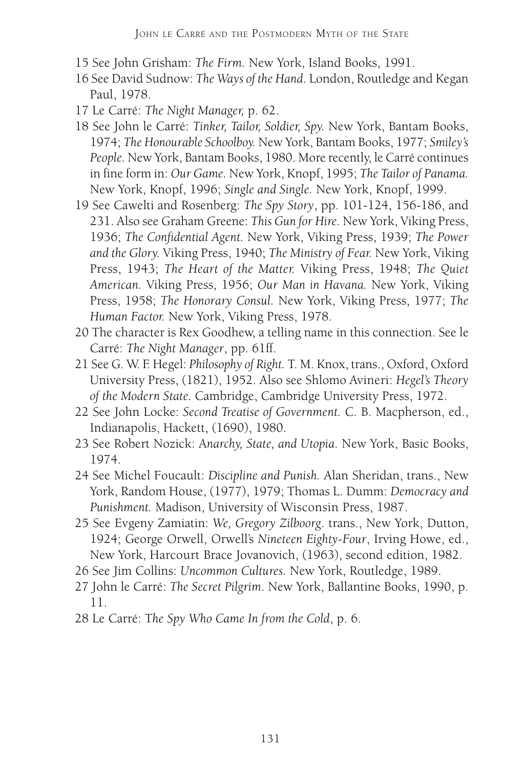15 See John Grisham: *The Firm.* New York, Island Books, 1991.

16 See David Sudnow: *The Ways of the Hand*. London, Routledge and Kegan Paul, 1978.

17 Le Carré: *The Night Manager,* p. 62.

18 See John le Carré: *Tinker, Tailor, Soldier, Spy.* New York, Bantam Books, 1974; *The Honourable Schoolboy.* New York, Bantam Books, 1977; *Smiley's People.* New York, Bantam Books, 1980. More recently, le Carré continues in fine form in: *Our Game.* New York, Knopf, 1995; *The Tailor of Panama.* New York, Knopf, 1996; *Single and Single.* New York, Knopf, 1999.

19 See Cawelti and Rosenberg: *The Spy Story*, pp. 101-124, 156-186, and 231. Also see Graham Greene: *This Gun for Hire.* New York, Viking Press, 1936; *The Confidential Agent.* New York, Viking Press, 1939; *The Power and the Glory.* Viking Press, 1940; *The Ministry of Fear.* New York, Viking Press, 1943; *The Heart of the Matter.* Viking Press, 1948; *The Quiet American.* Viking Press, 1956; *Our Man in Havana.* New York, Viking Press, 1958; *The Honorary Consul.* New York, Viking Press, 1977; *The Human Factor.* New York, Viking Press, 1978.

20 The character is Rex Goodhew, a telling name in this connection. See le Carré: *The Night Manager*, pp. 61ff.

21 See G. W. F. Hegel: *Philosophy of Right.* T. M. Knox, trans., Oxford, Oxford University Press, (1821), 1952. Also see Shlomo Avineri: *Hegel's Theory of the Modern State.* Cambridge, Cambridge University Press, 1972.

22 See John Locke: *Second Treatise of Government.* C. B. Macpherson, ed., Indianapolis, Hackett, (1690), 1980.

23 See Robert Nozick: *Anarchy, State, and Utopia*. New York, Basic Books, 1974.

24 See Michel Foucault: *Discipline and Punish.* Alan Sheridan, trans., New York, Random House, (1977), 1979; Thomas L. Dumm: *Democracy and Punishment.* Madison, University of Wisconsin Press, 1987.

25 See Evgeny Zamiatin: *We, Gregory Zilboorg.* trans., New York, Dutton, 1924; George Orwell, Orwell's *Nineteen Eighty-Four*, Irving Howe, ed., New York, Harcourt Brace Jovanovich, (1963), second edition, 1982.

26 See Jim Collins: *Uncommon Cultures.* New York, Routledge, 1989.

27 John le Carré: *The Secret Pilgrim*. New York, Ballantine Books, 1990, p. 11.

28 Le Carré: *The Spy Who Came In from the Cold*, p. 6.